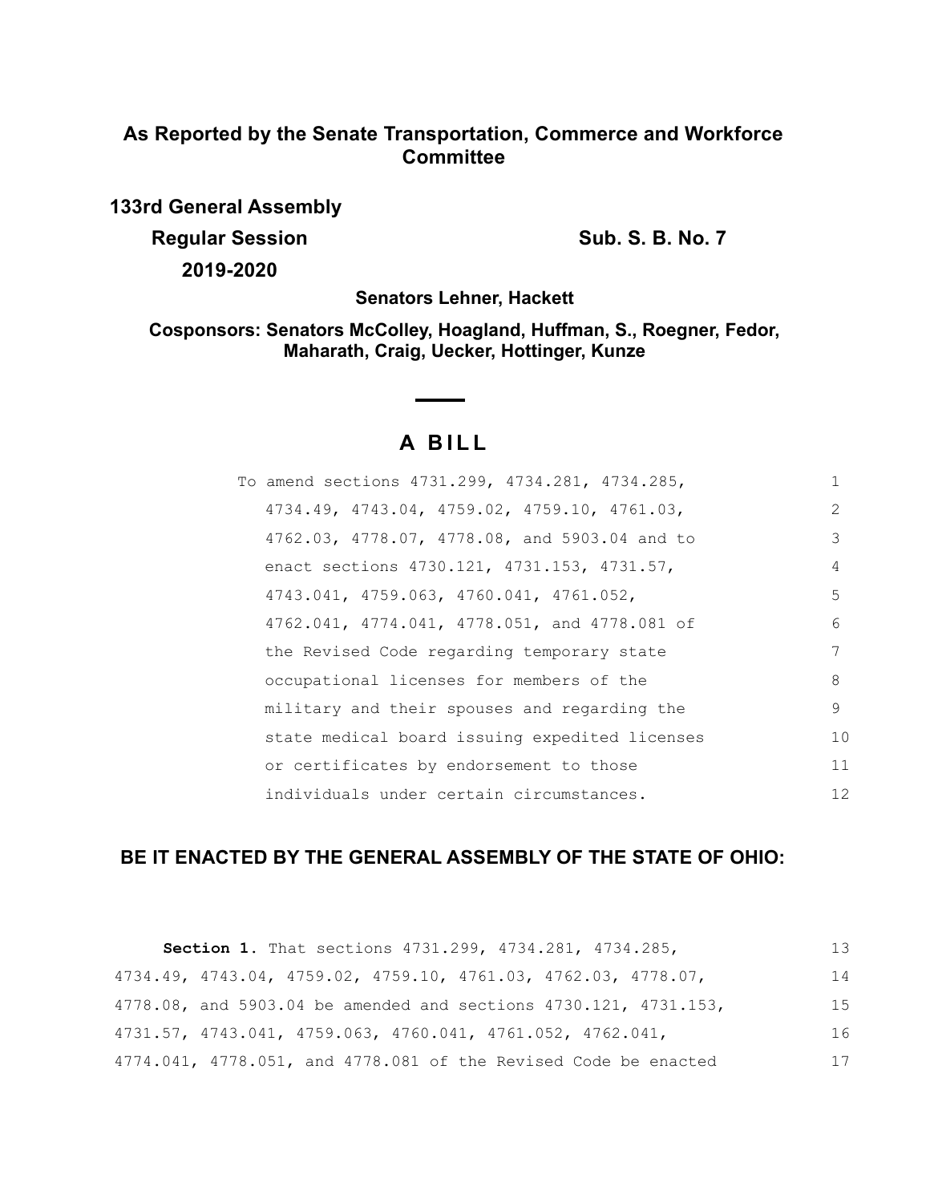**As Reported by the Senate Transportation, Commerce and Workforce Committee**

**133rd General Assembly**

**Regular Session** **Sub. S. B. No. 7**

**2019-2020**

**Senators Lehner, Hackett**

**Cosponsors: Senators McColley, Hoagland, Huffman, S., Roegner, Fedor, Maharath, Craig, Uecker, Hottinger, Kunze**

# A BILL

To amend sections 4731.299, 4734.281, 4734.285, 4734.49, 4743.04, 4759.02, 4759.10, 4761.03, 4762.03, 4778.07, 4778.08, and 5903.04 and to enact sections 4730.121, 4731.153, 4731.57, 4743.041, 4759.063, 4760.041, 4761.052, 4762.041, 4774.041, 4778.051, and 4778.081 of the Revised Code regarding temporary state occupational licenses for members of the military and their spouses and regarding the state medical board issuing expedited licenses or certificates by endorsement to those individuals under certain circumstances.

## BE IT ENACTED BY THE GENERAL ASSEMBLY OF THE STATE OF OHIO:

**Section 1.** That sections 4731.299, 4734.281, 4734.285, 4734.49, 4743.04, 4759.02, 4759.10, 4761.03, 4762.03, 4778.07, 4778.08, and 5903.04 be amended and sections 4730.121, 4731.153, 4731.57, 4743.041, 4759.063, 4760.041, 4761.052, 4762.041, 4774.041, 4778.051, and 4778.081 of the Revised Code be enacted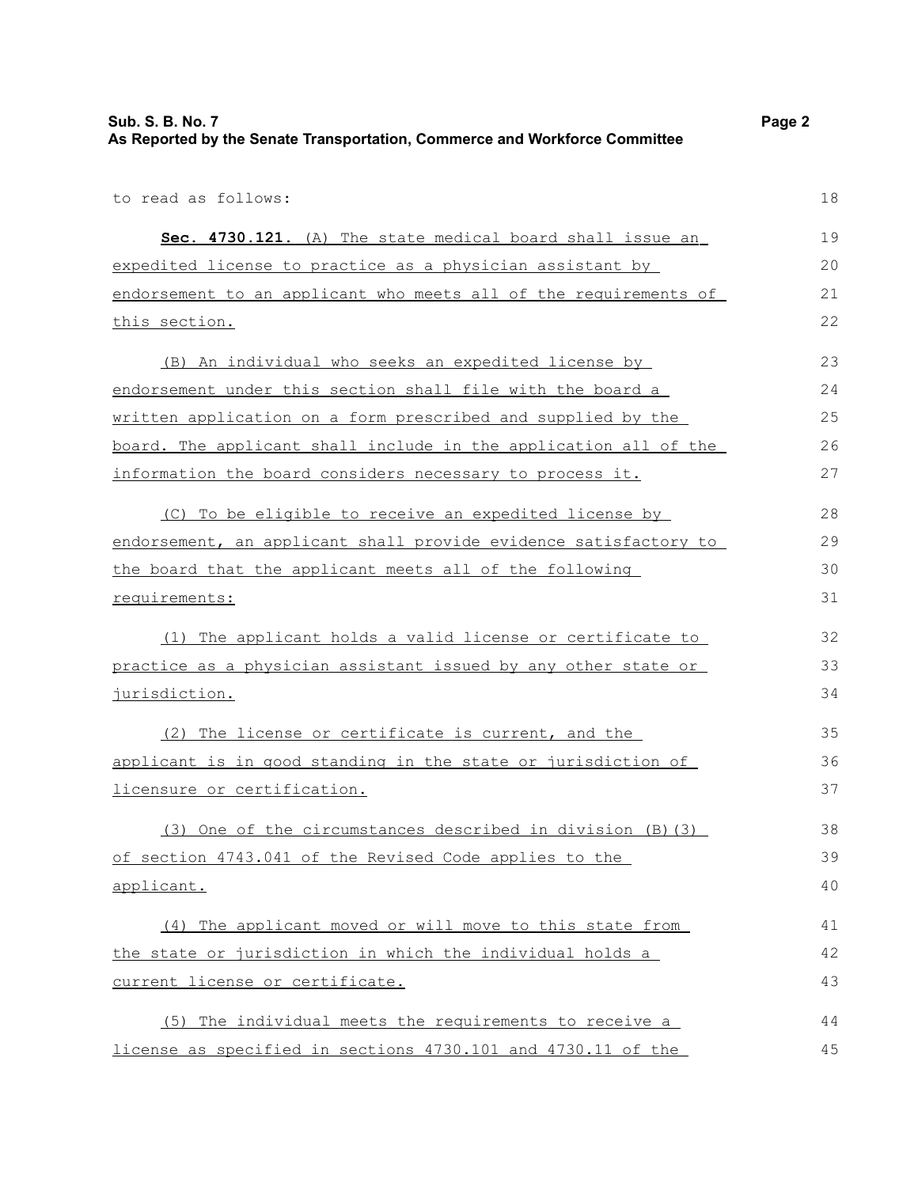to read as follows:

**Sec. 4730.121.** (A) The state medical board shall issue an expedited license to practice as a physician assistant by endorsement to an applicant who meets all of the requirements of this section.

(B) An individual who seeks an expedited license by endorsement under this section shall file with the board a written application on a form prescribed and supplied by the board. The applicant shall include in the application all of the information the board considers necessary to process it.

(C) To be eligible to receive an expedited license by endorsement, an applicant shall provide evidence satisfactory to the board that the applicant meets all of the following requirements:

(1) The applicant holds a valid license or certificate to practice as a physician assistant issued by any other state or jurisdiction.

(2) The license or certificate is current, and the applicant is in good standing in the state or jurisdiction of licensure or certification.

(3) One of the circumstances described in division (B)(3) of section 4743.041 of the Revised Code applies to the applicant.

(4) The applicant moved or will move to this state from the state or jurisdiction in which the individual holds a current license or certificate.

(5) The individual meets the requirements to receive a license as specified in sections 4730.101 and 4730.11 of the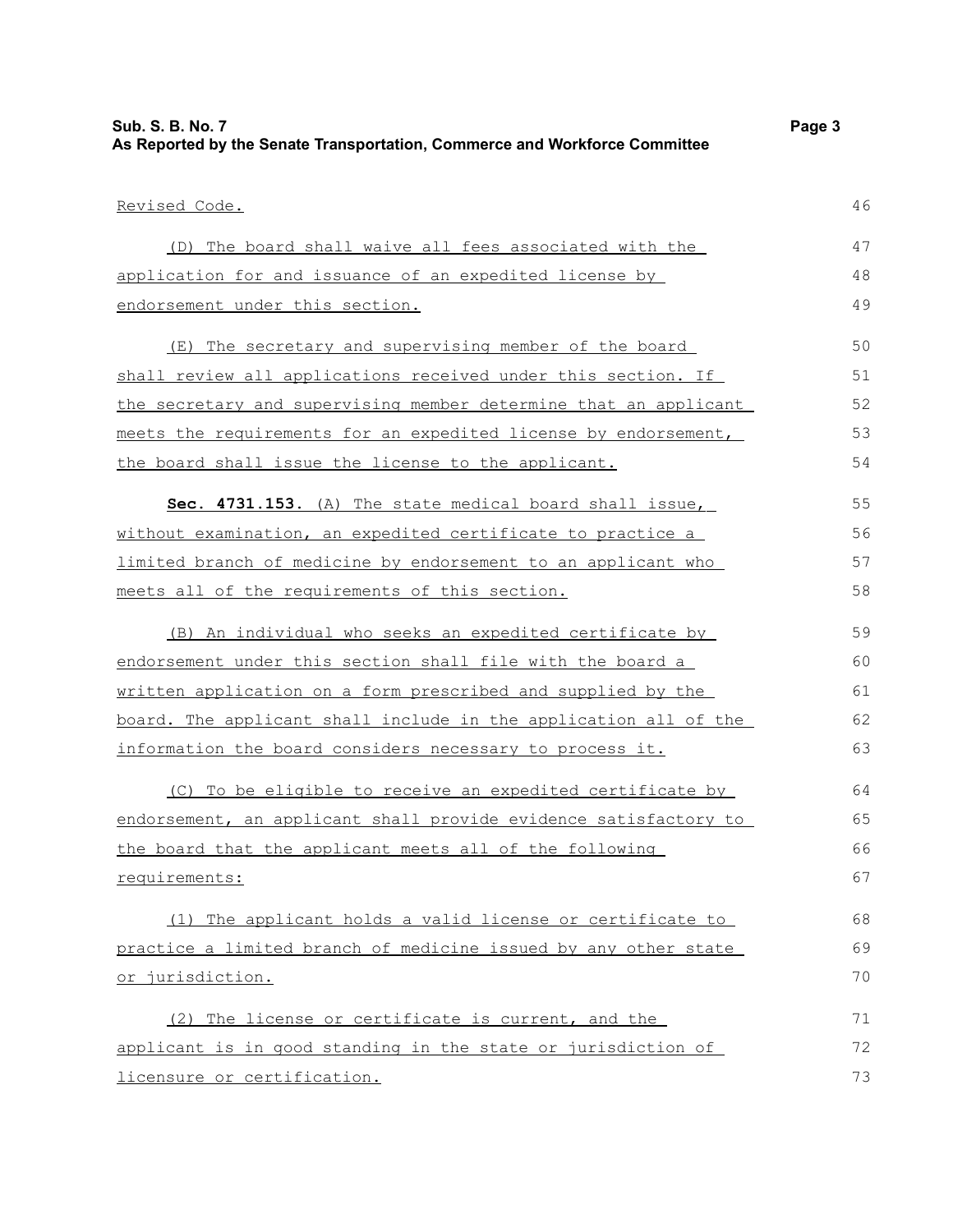Revised Code.

(D) The board shall waive all fees associated with the application for and issuance of an expedited license by endorsement under this section.

(E) The secretary and supervising member of the board shall review all applications received under this section. If the secretary and supervising member determine that an applicant meets the requirements for an expedited license by endorsement, the board shall issue the license to the applicant.

**Sec. 4731.153.** (A) The state medical board shall issue, without examination, an expedited certificate to practice a limited branch of medicine by endorsement to an applicant who meets all of the requirements of this section.

(B) An individual who seeks an expedited certificate by endorsement under this section shall file with the board a written application on a form prescribed and supplied by the board. The applicant shall include in the application all of the information the board considers necessary to process it.

(C) To be eligible to receive an expedited certificate by endorsement, an applicant shall provide evidence satisfactory to the board that the applicant meets all of the following requirements:

(1) The applicant holds a valid license or certificate to practice a limited branch of medicine issued by any other state or jurisdiction.

(2) The license or certificate is current, and the applicant is in good standing in the state or jurisdiction of licensure or certification.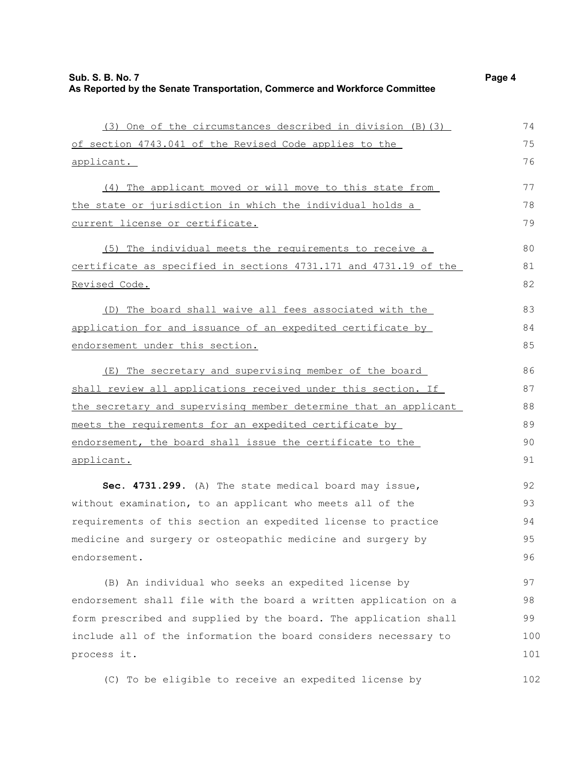(3) One of the circumstances described in division (B)(3) of section 4743.041 of the Revised Code applies to the applicant.

(4) The applicant moved or will move to this state from the state or jurisdiction in which the individual holds a current license or certificate.

(5) The individual meets the requirements to receive a certificate as specified in sections 4731.171 and 4731.19 of the Revised Code.

(D) The board shall waive all fees associated with the application for and issuance of an expedited certificate by endorsement under this section.

(E) The secretary and supervising member of the board shall review all applications received under this section. If the secretary and supervising member determine that an applicant meets the requirements for an expedited certificate by endorsement, the board shall issue the certificate to the applicant.

**Sec. 4731.299.** (A) The state medical board may issue, without examination, to an applicant who meets all of the requirements of this section an expedited license to practice medicine and surgery or osteopathic medicine and surgery by endorsement.

(B) An individual who seeks an expedited license by endorsement shall file with the board a written application on a form prescribed and supplied by the board. The application shall include all of the information the board considers necessary to process it.

(C) To be eligible to receive an expedited license by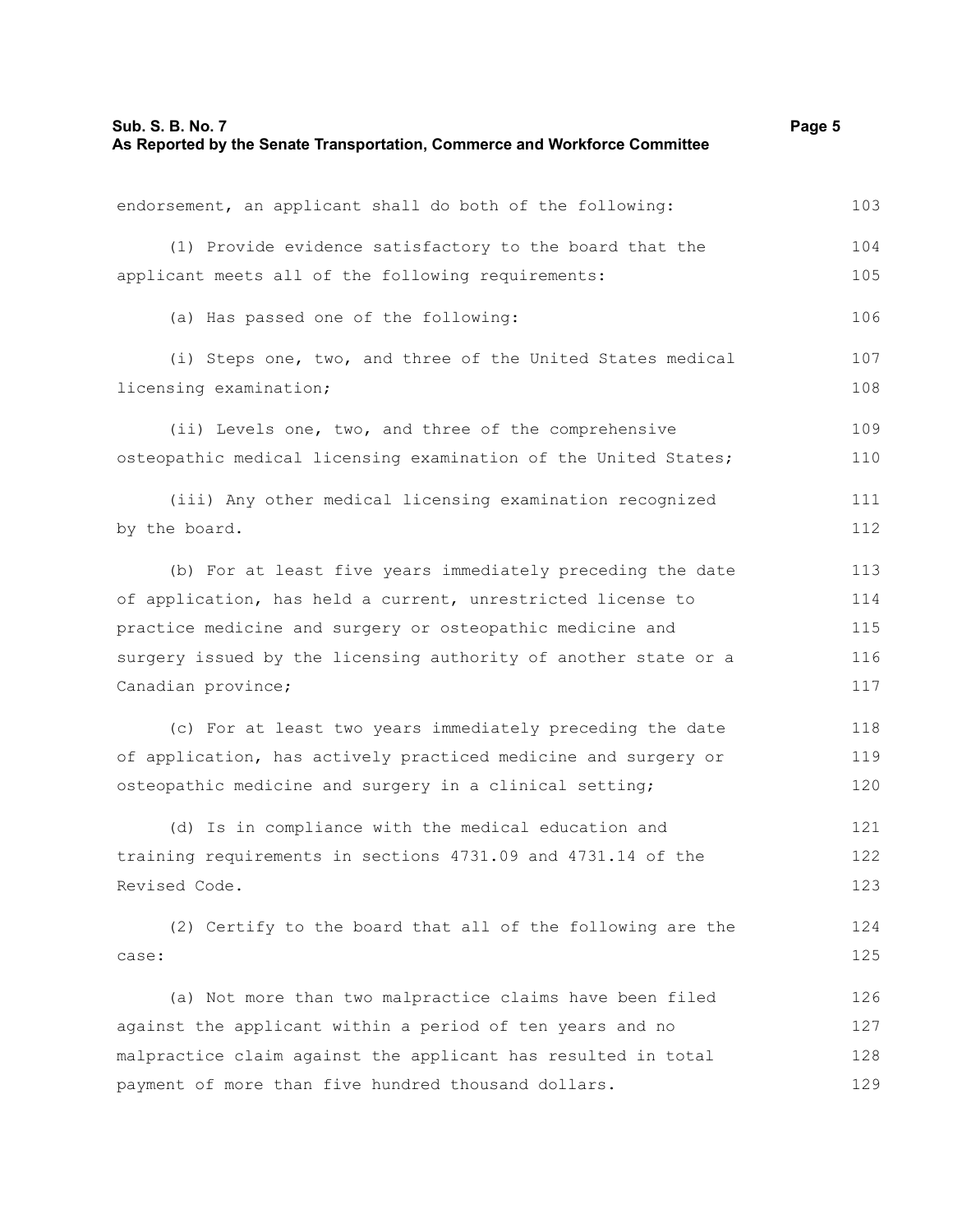endorsement, an applicant shall do both of the following:

(1) Provide evidence satisfactory to the board that the applicant meets all of the following requirements:

(a) Has passed one of the following:

(i) Steps one, two, and three of the United States medical licensing examination;

(ii) Levels one, two, and three of the comprehensive osteopathic medical licensing examination of the United States;

(iii) Any other medical licensing examination recognized by the board.

(b) For at least five years immediately preceding the date of application, has held a current, unrestricted license to practice medicine and surgery or osteopathic medicine and surgery issued by the licensing authority of another state or a Canadian province;

(c) For at least two years immediately preceding the date of application, has actively practiced medicine and surgery or osteopathic medicine and surgery in a clinical setting;

(d) Is in compliance with the medical education and training requirements in sections 4731.09 and 4731.14 of the Revised Code.

(2) Certify to the board that all of the following are the case:

(a) Not more than two malpractice claims have been filed against the applicant within a period of ten years and no malpractice claim against the applicant has resulted in total payment of more than five hundred thousand dollars.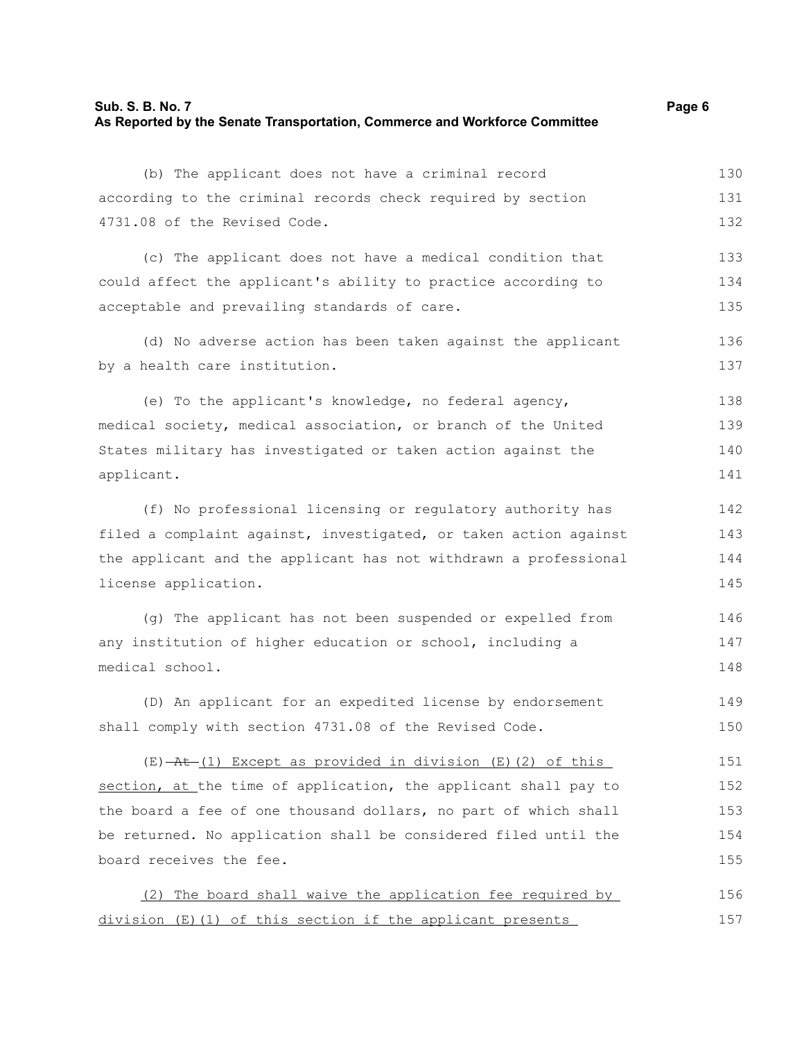(b) The applicant does not have a criminal record according to the criminal records check required by section 4731.08 of the Revised Code.

(c) The applicant does not have a medical condition that could affect the applicant's ability to practice according to acceptable and prevailing standards of care.

(d) No adverse action has been taken against the applicant by a health care institution.

(e) To the applicant's knowledge, no federal agency, medical society, medical association, or branch of the United States military has investigated or taken action against the applicant.

(f) No professional licensing or regulatory authority has filed a complaint against, investigated, or taken action against the applicant and the applicant has not withdrawn a professional license application.

(g) The applicant has not been suspended or expelled from any institution of higher education or school, including a medical school.

(D) An applicant for an expedited license by endorsement shall comply with section 4731.08 of the Revised Code.

(E) ~~At~~ (1) Except as provided in division (E)(2) of this section, at the time of application, the applicant shall pay to the board a fee of one thousand dollars, no part of which shall be returned. No application shall be considered filed until the board receives the fee.

(2) The board shall waive the application fee required by division (E)(1) of this section if the applicant presents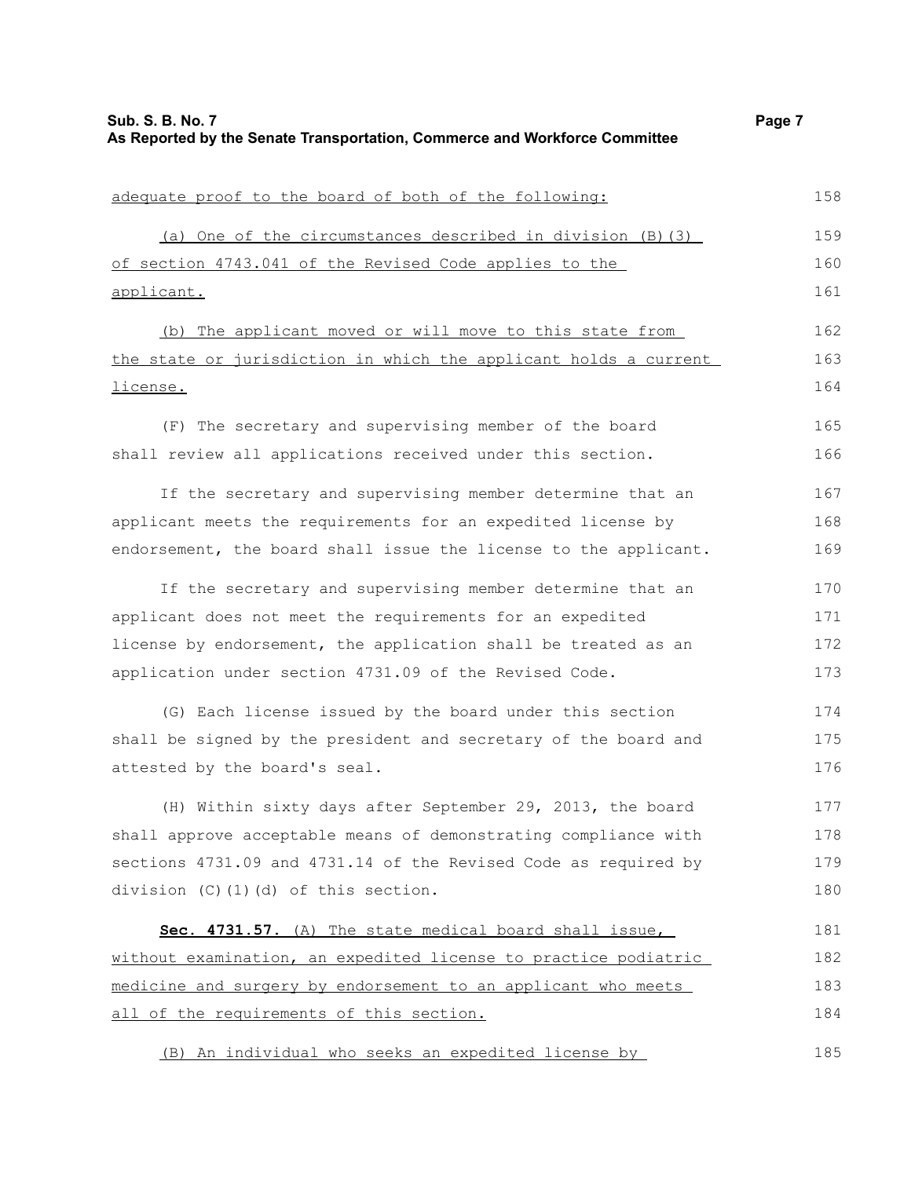adequate proof to the board of both of the following:

(a) One of the circumstances described in division (B)(3) of section 4743.041 of the Revised Code applies to the applicant.

(b) The applicant moved or will move to this state from the state or jurisdiction in which the applicant holds a current license.

(F) The secretary and supervising member of the board shall review all applications received under this section.

If the secretary and supervising member determine that an applicant meets the requirements for an expedited license by endorsement, the board shall issue the license to the applicant.

If the secretary and supervising member determine that an applicant does not meet the requirements for an expedited license by endorsement, the application shall be treated as an application under section 4731.09 of the Revised Code.

(G) Each license issued by the board under this section shall be signed by the president and secretary of the board and attested by the board's seal.

(H) Within sixty days after September 29, 2013, the board shall approve acceptable means of demonstrating compliance with sections 4731.09 and 4731.14 of the Revised Code as required by division (C)(1)(d) of this section.

**Sec. 4731.57.** (A) The state medical board shall issue, without examination, an expedited license to practice podiatric medicine and surgery by endorsement to an applicant who meets all of the requirements of this section.

(B) An individual who seeks an expedited license by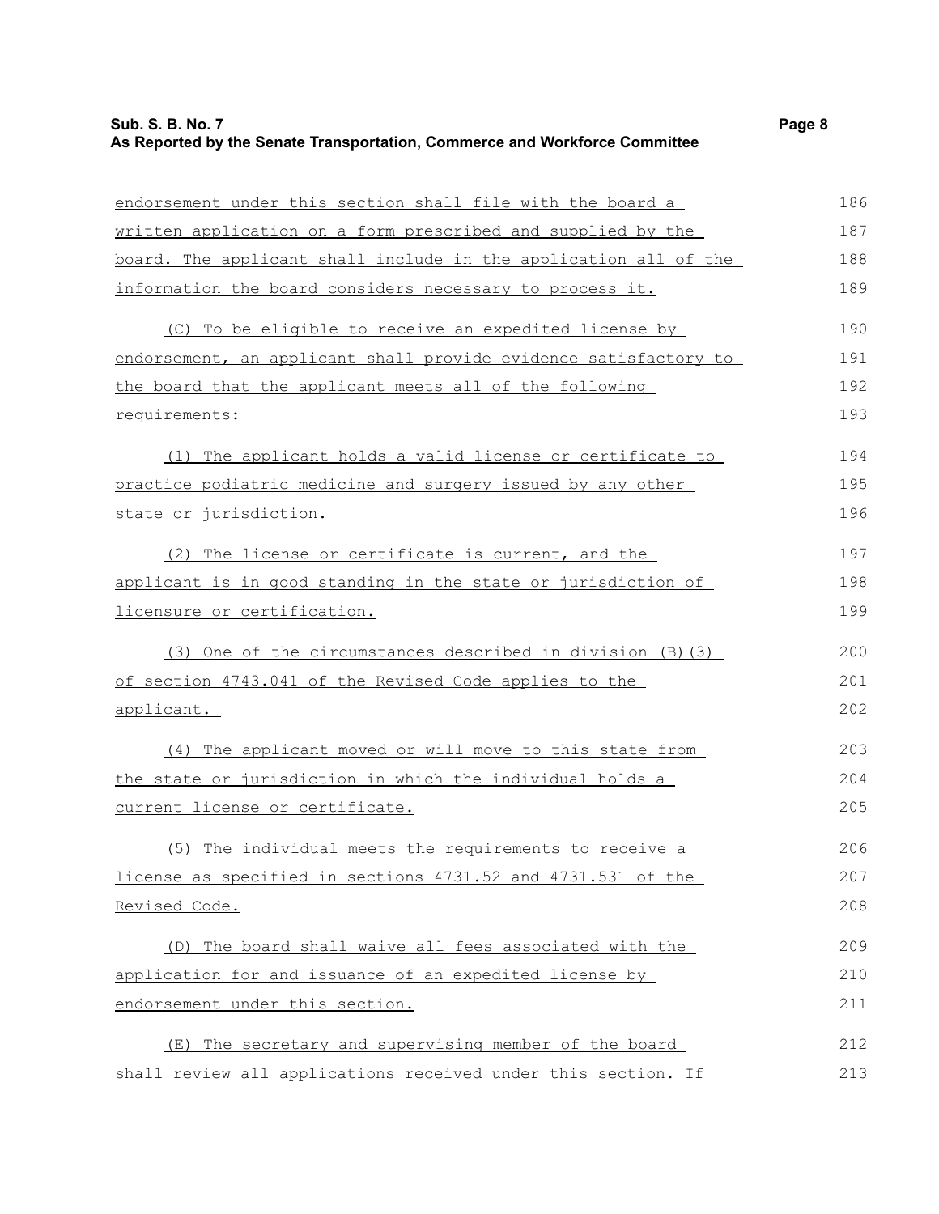endorsement under this section shall file with the board a written application on a form prescribed and supplied by the board. The applicant shall include in the application all of the information the board considers necessary to process it.

(C) To be eligible to receive an expedited license by endorsement, an applicant shall provide evidence satisfactory to the board that the applicant meets all of the following requirements:

(1) The applicant holds a valid license or certificate to practice podiatric medicine and surgery issued by any other state or jurisdiction.

(2) The license or certificate is current, and the applicant is in good standing in the state or jurisdiction of licensure or certification.

(3) One of the circumstances described in division (B)(3) of section 4743.041 of the Revised Code applies to the applicant.

(4) The applicant moved or will move to this state from the state or jurisdiction in which the individual holds a current license or certificate.

(5) The individual meets the requirements to receive a license as specified in sections 4731.52 and 4731.531 of the Revised Code.

(D) The board shall waive all fees associated with the application for and issuance of an expedited license by endorsement under this section.

(E) The secretary and supervising member of the board shall review all applications received under this section. If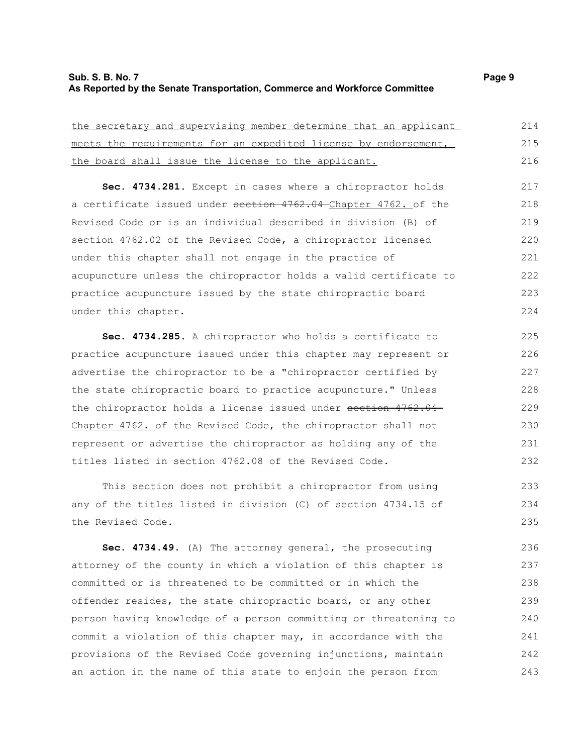the secretary and supervising member determine that an applicant meets the requirements for an expedited license by endorsement, the board shall issue the license to the applicant.

**Sec. 4734.281.** Except in cases where a chiropractor holds a certificate issued under ~~section 4762.04~~ Chapter 4762. of the Revised Code or is an individual described in division (B) of section 4762.02 of the Revised Code, a chiropractor licensed under this chapter shall not engage in the practice of acupuncture unless the chiropractor holds a valid certificate to practice acupuncture issued by the state chiropractic board under this chapter.

**Sec. 4734.285.** A chiropractor who holds a certificate to practice acupuncture issued under this chapter may represent or advertise the chiropractor to be a "chiropractor certified by the state chiropractic board to practice acupuncture." Unless the chiropractor holds a license issued under ~~section 4762.04~~ Chapter 4762. of the Revised Code, the chiropractor shall not represent or advertise the chiropractor as holding any of the titles listed in section 4762.08 of the Revised Code.

This section does not prohibit a chiropractor from using any of the titles listed in division (C) of section 4734.15 of the Revised Code.

**Sec. 4734.49.** (A) The attorney general, the prosecuting attorney of the county in which a violation of this chapter is committed or is threatened to be committed or in which the offender resides, the state chiropractic board, or any other person having knowledge of a person committing or threatening to commit a violation of this chapter may, in accordance with the provisions of the Revised Code governing injunctions, maintain an action in the name of this state to enjoin the person from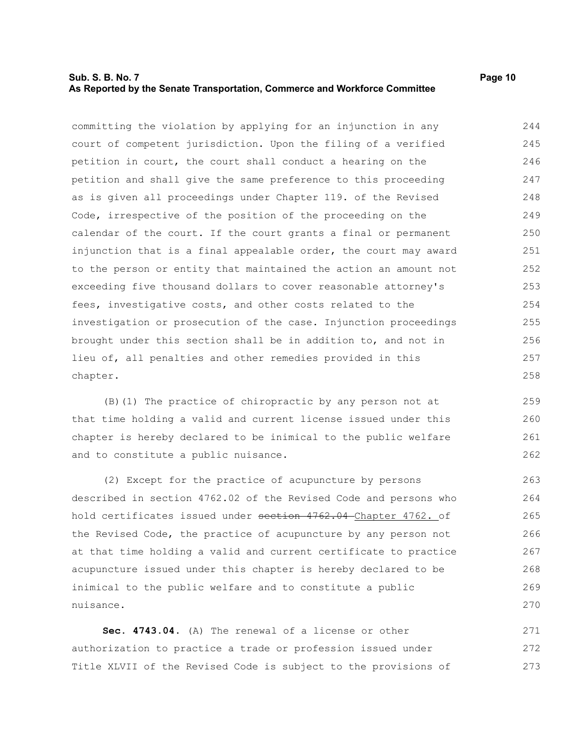committing the violation by applying for an injunction in any court of competent jurisdiction. Upon the filing of a verified petition in court, the court shall conduct a hearing on the petition and shall give the same preference to this proceeding as is given all proceedings under Chapter 119. of the Revised Code, irrespective of the position of the proceeding on the calendar of the court. If the court grants a final or permanent injunction that is a final appealable order, the court may award to the person or entity that maintained the action an amount not exceeding five thousand dollars to cover reasonable attorney's fees, investigative costs, and other costs related to the investigation or prosecution of the case. Injunction proceedings brought under this section shall be in addition to, and not in lieu of, all penalties and other remedies provided in this chapter.

(B)(1) The practice of chiropractic by any person not at that time holding a valid and current license issued under this chapter is hereby declared to be inimical to the public welfare and to constitute a public nuisance.

(2) Except for the practice of acupuncture by persons described in section 4762.02 of the Revised Code and persons who hold certificates issued under ~~section 4762.04~~ <u>Chapter 4762.</u> of the Revised Code, the practice of acupuncture by any person not at that time holding a valid and current certificate to practice acupuncture issued under this chapter is hereby declared to be inimical to the public welfare and to constitute a public nuisance.

**Sec. 4743.04.** (A) The renewal of a license or other authorization to practice a trade or profession issued under Title XLVII of the Revised Code is subject to the provisions of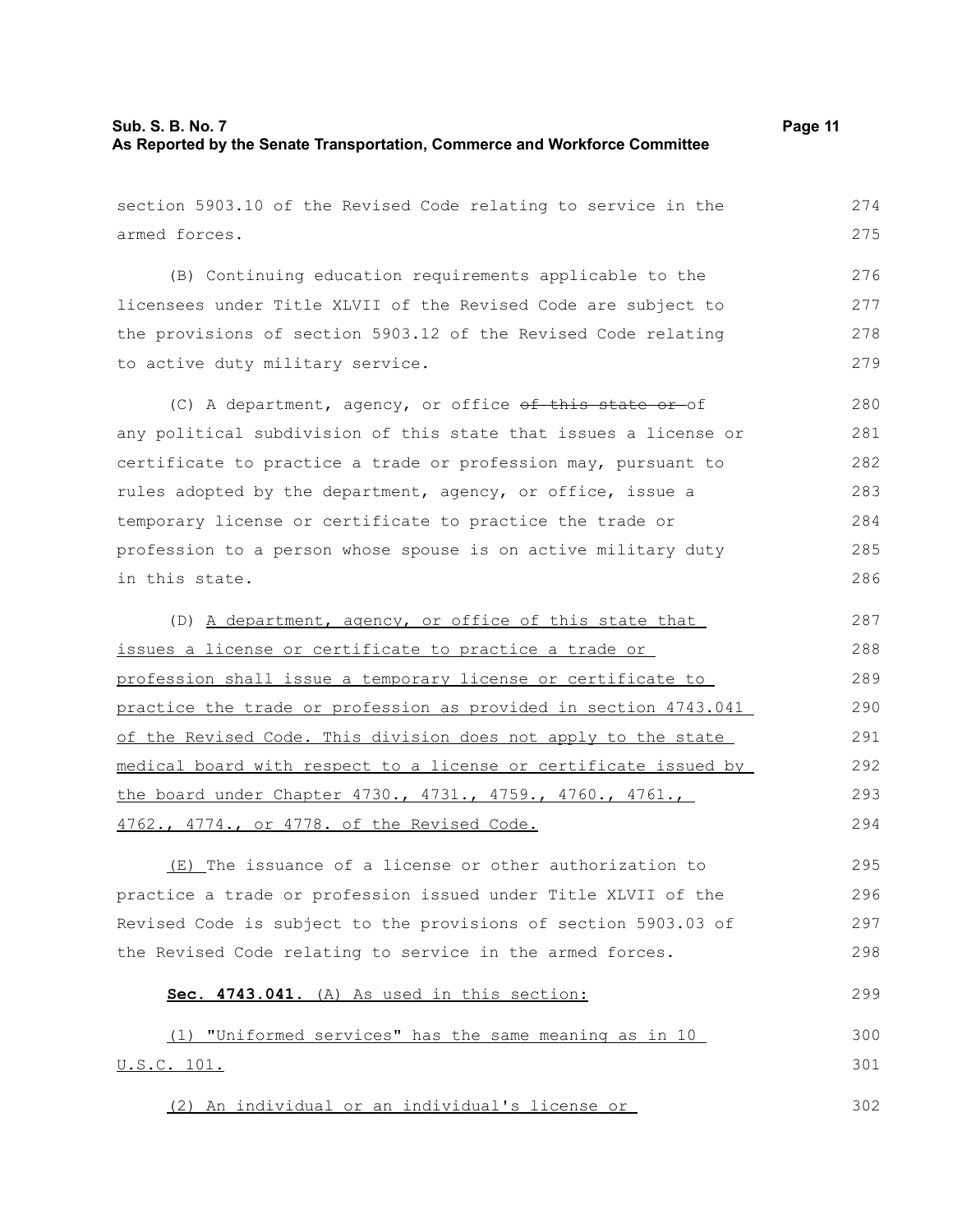section 5903.10 of the Revised Code relating to service in the armed forces.

(B) Continuing education requirements applicable to the licensees under Title XLVII of the Revised Code are subject to the provisions of section 5903.12 of the Revised Code relating to active duty military service.

(C) A department, agency, or office ~~of this state or~~ of any political subdivision of this state that issues a license or certificate to practice a trade or profession may, pursuant to rules adopted by the department, agency, or office, issue a temporary license or certificate to practice the trade or profession to a person whose spouse is on active military duty in this state.

(D) <u>A department, agency, or office of this state that issues a license or certificate to practice a trade or profession shall issue a temporary license or certificate to practice the trade or profession as provided in section 4743.041 of the Revised Code. This division does not apply to the state medical board with respect to a license or certificate issued by the board under Chapter 4730., 4731., 4759., 4760., 4761., 4762., 4774., or 4778. of the Revised Code.</u>

<u>(E)</u> The issuance of a license or other authorization to practice a trade or profession issued under Title XLVII of the Revised Code is subject to the provisions of section 5903.03 of the Revised Code relating to service in the armed forces.

<u>**Sec. 4743.041.** (A) As used in this section:</u>

<u>(1) "Uniformed services" has the same meaning as in 10 U.S.C. 101.</u>

<u>(2) An individual or an individual's license or</u>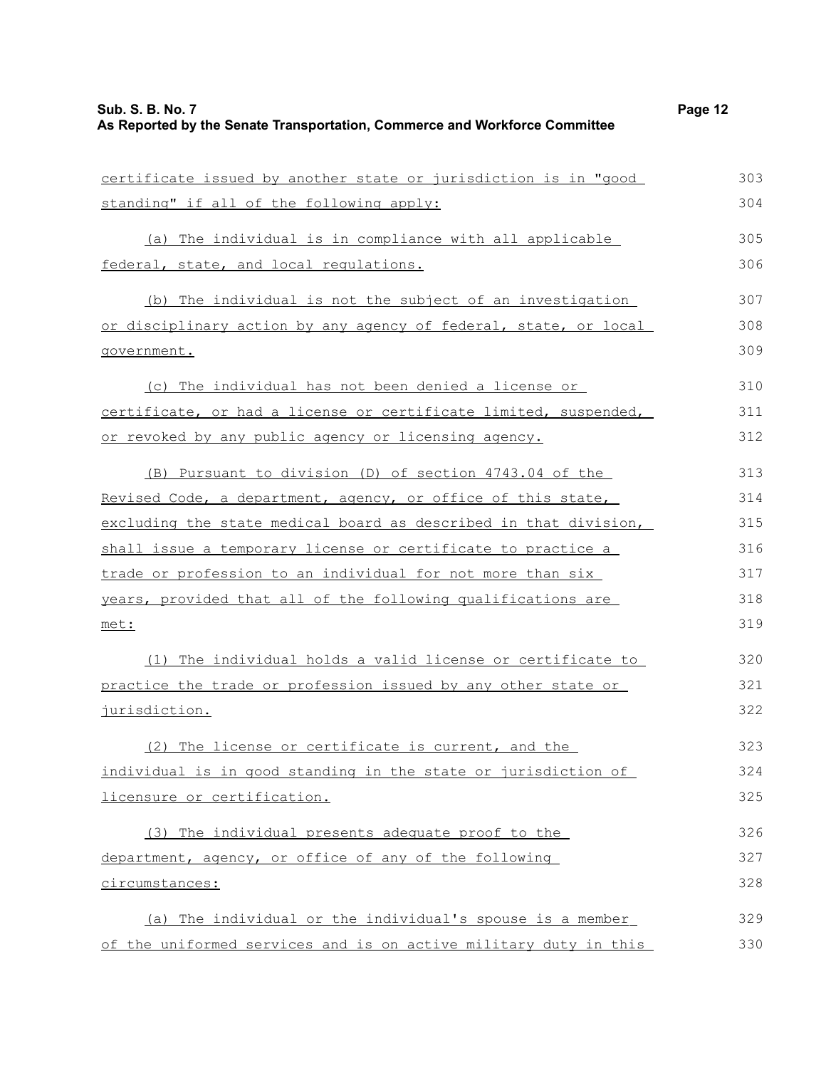certificate issued by another state or jurisdiction is in "good standing" if all of the following apply:

(a) The individual is in compliance with all applicable federal, state, and local regulations.

(b) The individual is not the subject of an investigation or disciplinary action by any agency of federal, state, or local government.

(c) The individual has not been denied a license or certificate, or had a license or certificate limited, suspended, or revoked by any public agency or licensing agency.

(B) Pursuant to division (D) of section 4743.04 of the Revised Code, a department, agency, or office of this state, excluding the state medical board as described in that division, shall issue a temporary license or certificate to practice a trade or profession to an individual for not more than six years, provided that all of the following qualifications are met:

(1) The individual holds a valid license or certificate to practice the trade or profession issued by any other state or jurisdiction.

(2) The license or certificate is current, and the individual is in good standing in the state or jurisdiction of licensure or certification.

(3) The individual presents adequate proof to the department, agency, or office of any of the following circumstances:

(a) The individual or the individual's spouse is a member of the uniformed services and is on active military duty in this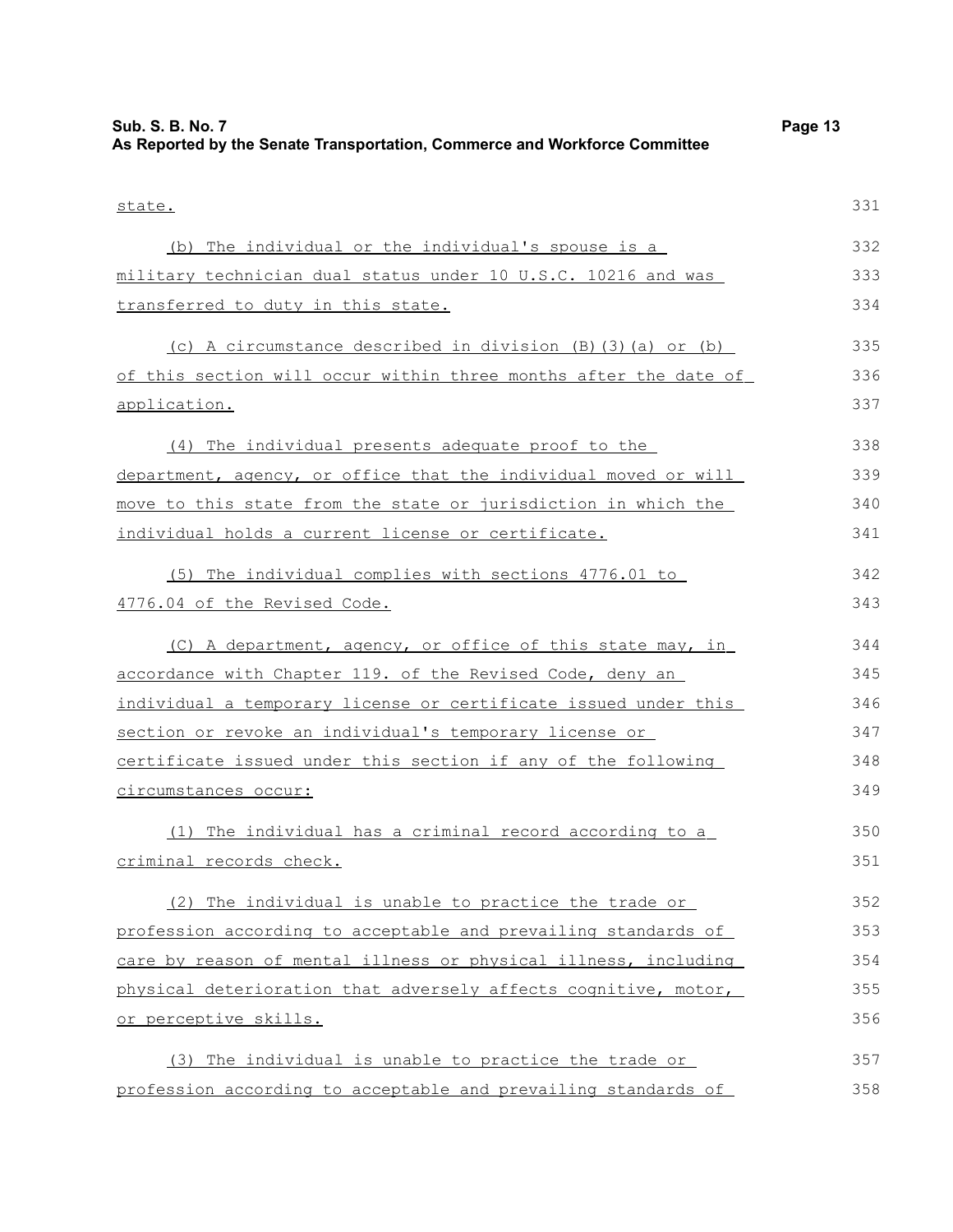state.

(b) The individual or the individual's spouse is a military technician dual status under 10 U.S.C. 10216 and was transferred to duty in this state.

(c) A circumstance described in division (B)(3)(a) or (b) of this section will occur within three months after the date of application.

(4) The individual presents adequate proof to the department, agency, or office that the individual moved or will move to this state from the state or jurisdiction in which the individual holds a current license or certificate.

(5) The individual complies with sections 4776.01 to 4776.04 of the Revised Code.

(C) A department, agency, or office of this state may, in accordance with Chapter 119. of the Revised Code, deny an individual a temporary license or certificate issued under this section or revoke an individual's temporary license or certificate issued under this section if any of the following circumstances occur:

(1) The individual has a criminal record according to a criminal records check.

(2) The individual is unable to practice the trade or profession according to acceptable and prevailing standards of care by reason of mental illness or physical illness, including physical deterioration that adversely affects cognitive, motor, or perceptive skills.

(3) The individual is unable to practice the trade or profession according to acceptable and prevailing standards of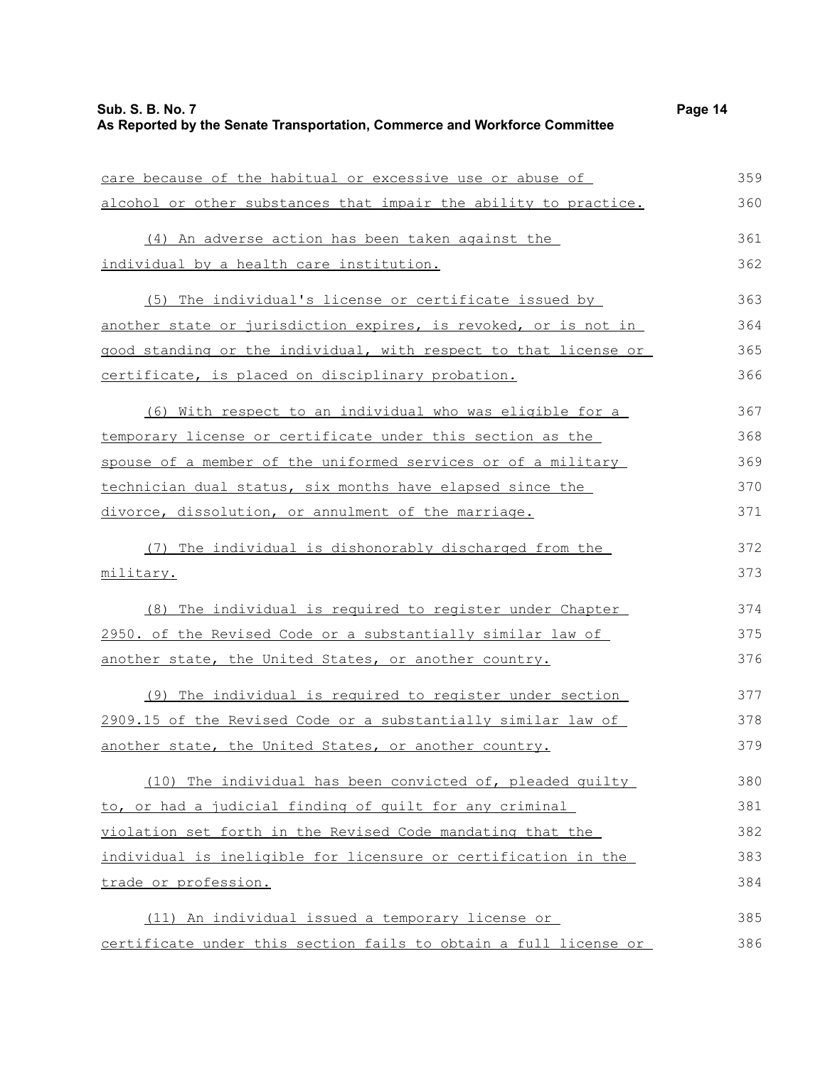care because of the habitual or excessive use or abuse of alcohol or other substances that impair the ability to practice.

(4) An adverse action has been taken against the individual by a health care institution.

(5) The individual's license or certificate issued by another state or jurisdiction expires, is revoked, or is not in good standing or the individual, with respect to that license or certificate, is placed on disciplinary probation.

(6) With respect to an individual who was eligible for a temporary license or certificate under this section as the spouse of a member of the uniformed services or of a military technician dual status, six months have elapsed since the divorce, dissolution, or annulment of the marriage.

(7) The individual is dishonorably discharged from the military.

(8) The individual is required to register under Chapter 2950. of the Revised Code or a substantially similar law of another state, the United States, or another country.

(9) The individual is required to register under section 2909.15 of the Revised Code or a substantially similar law of another state, the United States, or another country.

(10) The individual has been convicted of, pleaded guilty to, or had a judicial finding of guilt for any criminal violation set forth in the Revised Code mandating that the individual is ineligible for licensure or certification in the trade or profession.

(11) An individual issued a temporary license or certificate under this section fails to obtain a full license or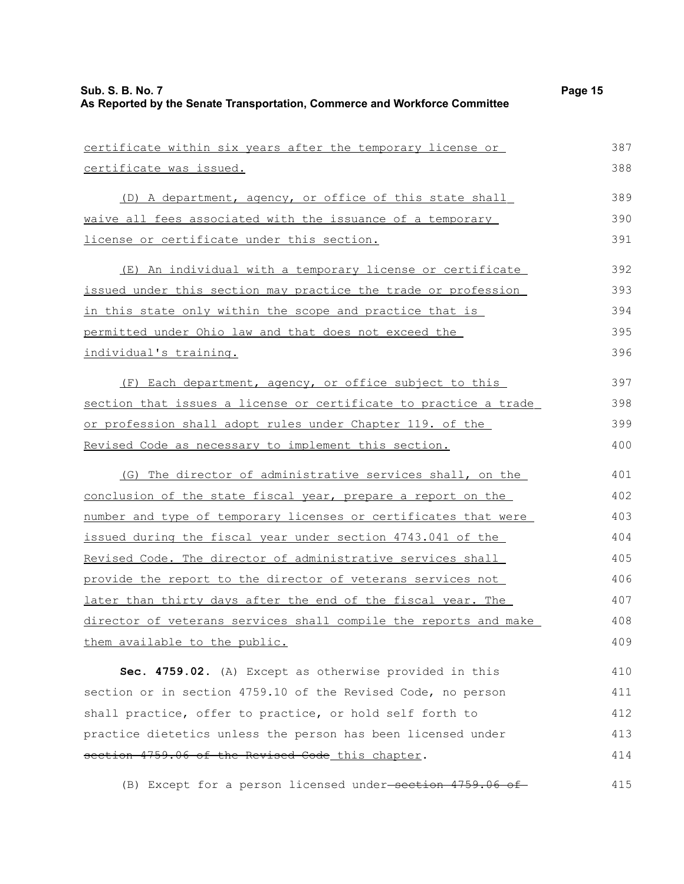certificate within six years after the temporary license or certificate was issued.

(D) A department, agency, or office of this state shall waive all fees associated with the issuance of a temporary license or certificate under this section.

(E) An individual with a temporary license or certificate issued under this section may practice the trade or profession in this state only within the scope and practice that is permitted under Ohio law and that does not exceed the individual's training.

(F) Each department, agency, or office subject to this section that issues a license or certificate to practice a trade or profession shall adopt rules under Chapter 119. of the Revised Code as necessary to implement this section.

(G) The director of administrative services shall, on the conclusion of the state fiscal year, prepare a report on the number and type of temporary licenses or certificates that were issued during the fiscal year under section 4743.041 of the Revised Code. The director of administrative services shall provide the report to the director of veterans services not later than thirty days after the end of the fiscal year. The director of veterans services shall compile the reports and make them available to the public.

**Sec. 4759.02.** (A) Except as otherwise provided in this section or in section 4759.10 of the Revised Code, no person shall practice, offer to practice, or hold self forth to practice dietetics unless the person has been licensed under ~~section 4759.06 of the Revised Code~~ this chapter.

(B) Except for a person licensed under ~~section 4759.06 of~~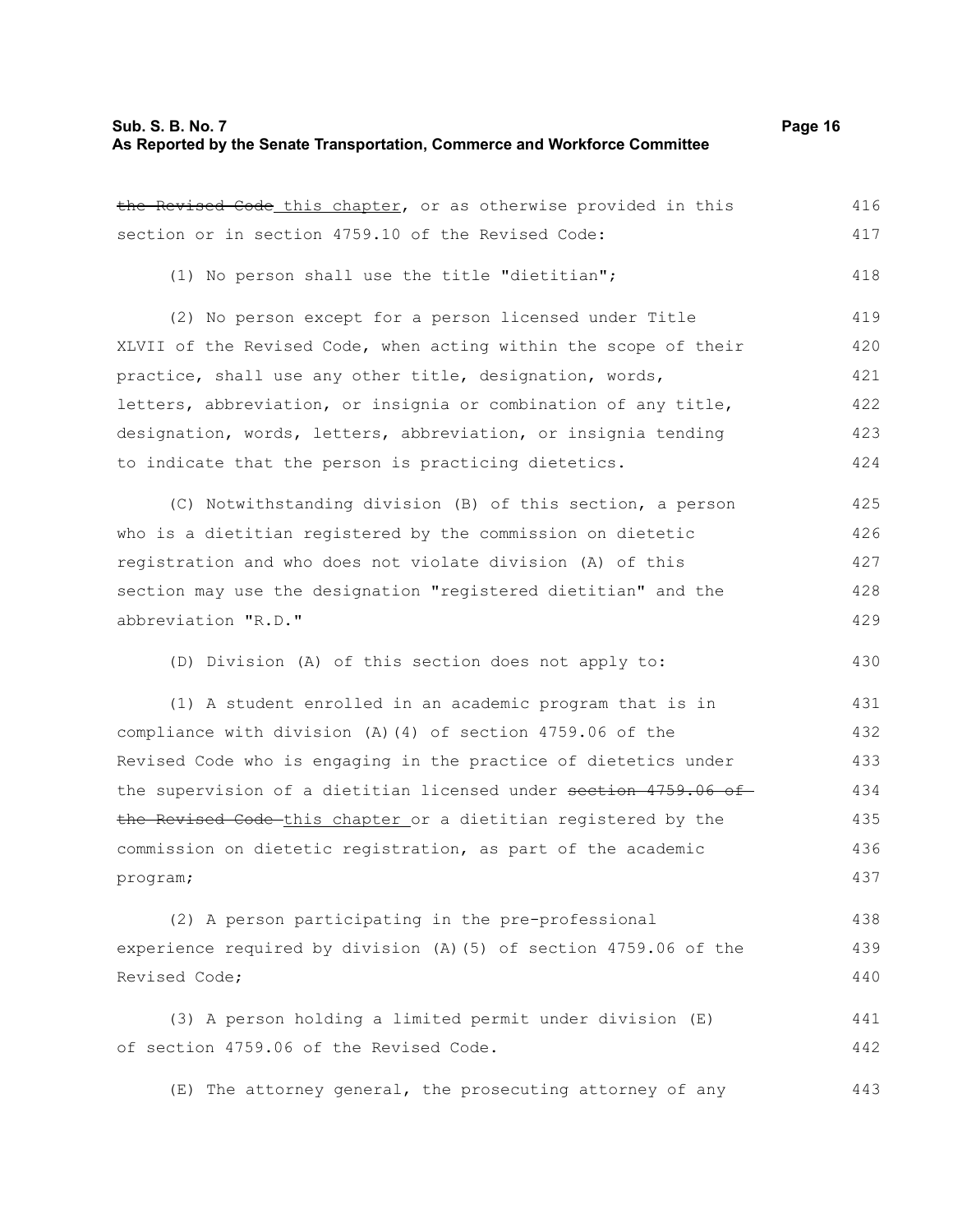~~the Revised Code~~ this chapter, or as otherwise provided in this section or in section 4759.10 of the Revised Code:

(1) No person shall use the title "dietitian";

(2) No person except for a person licensed under Title XLVII of the Revised Code, when acting within the scope of their practice, shall use any other title, designation, words, letters, abbreviation, or insignia or combination of any title, designation, words, letters, abbreviation, or insignia tending to indicate that the person is practicing dietetics.

(C) Notwithstanding division (B) of this section, a person who is a dietitian registered by the commission on dietetic registration and who does not violate division (A) of this section may use the designation "registered dietitian" and the abbreviation "R.D."

(D) Division (A) of this section does not apply to:

(1) A student enrolled in an academic program that is in compliance with division (A)(4) of section 4759.06 of the Revised Code who is engaging in the practice of dietetics under the supervision of a dietitian licensed under ~~section 4759.06 of the Revised Code~~ this chapter or a dietitian registered by the commission on dietetic registration, as part of the academic program;

(2) A person participating in the pre-professional experience required by division (A)(5) of section 4759.06 of the Revised Code;

(3) A person holding a limited permit under division (E) of section 4759.06 of the Revised Code.

(E) The attorney general, the prosecuting attorney of any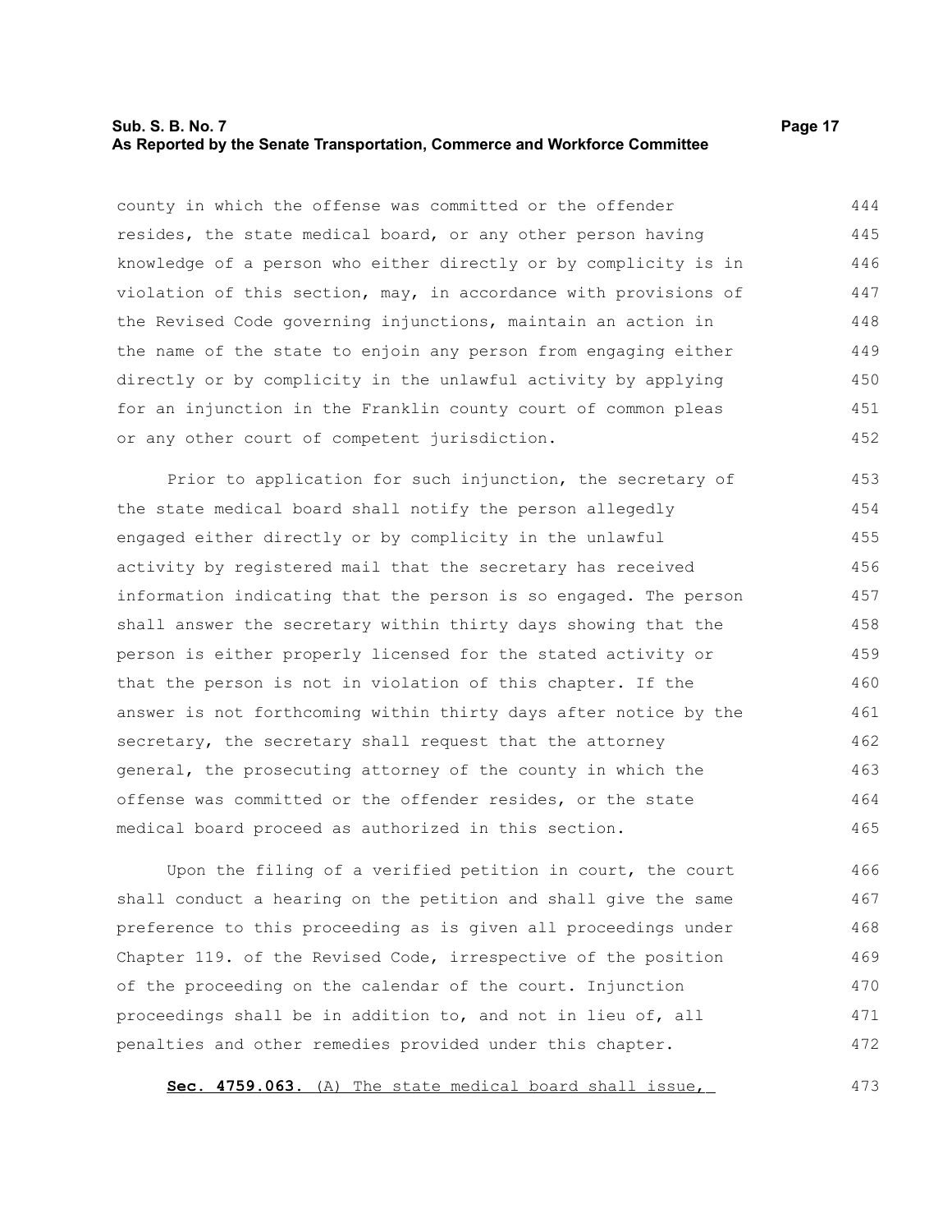county in which the offense was committed or the offender resides, the state medical board, or any other person having knowledge of a person who either directly or by complicity is in violation of this section, may, in accordance with provisions of the Revised Code governing injunctions, maintain an action in the name of the state to enjoin any person from engaging either directly or by complicity in the unlawful activity by applying for an injunction in the Franklin county court of common pleas or any other court of competent jurisdiction.

Prior to application for such injunction, the secretary of the state medical board shall notify the person allegedly engaged either directly or by complicity in the unlawful activity by registered mail that the secretary has received information indicating that the person is so engaged. The person shall answer the secretary within thirty days showing that the person is either properly licensed for the stated activity or that the person is not in violation of this chapter. If the answer is not forthcoming within thirty days after notice by the secretary, the secretary shall request that the attorney general, the prosecuting attorney of the county in which the offense was committed or the offender resides, or the state medical board proceed as authorized in this section.

Upon the filing of a verified petition in court, the court shall conduct a hearing on the petition and shall give the same preference to this proceeding as is given all proceedings under Chapter 119. of the Revised Code, irrespective of the position of the proceeding on the calendar of the court. Injunction proceedings shall be in addition to, and not in lieu of, all penalties and other remedies provided under this chapter.

**Sec. 4759.063.** (A) The state medical board shall issue,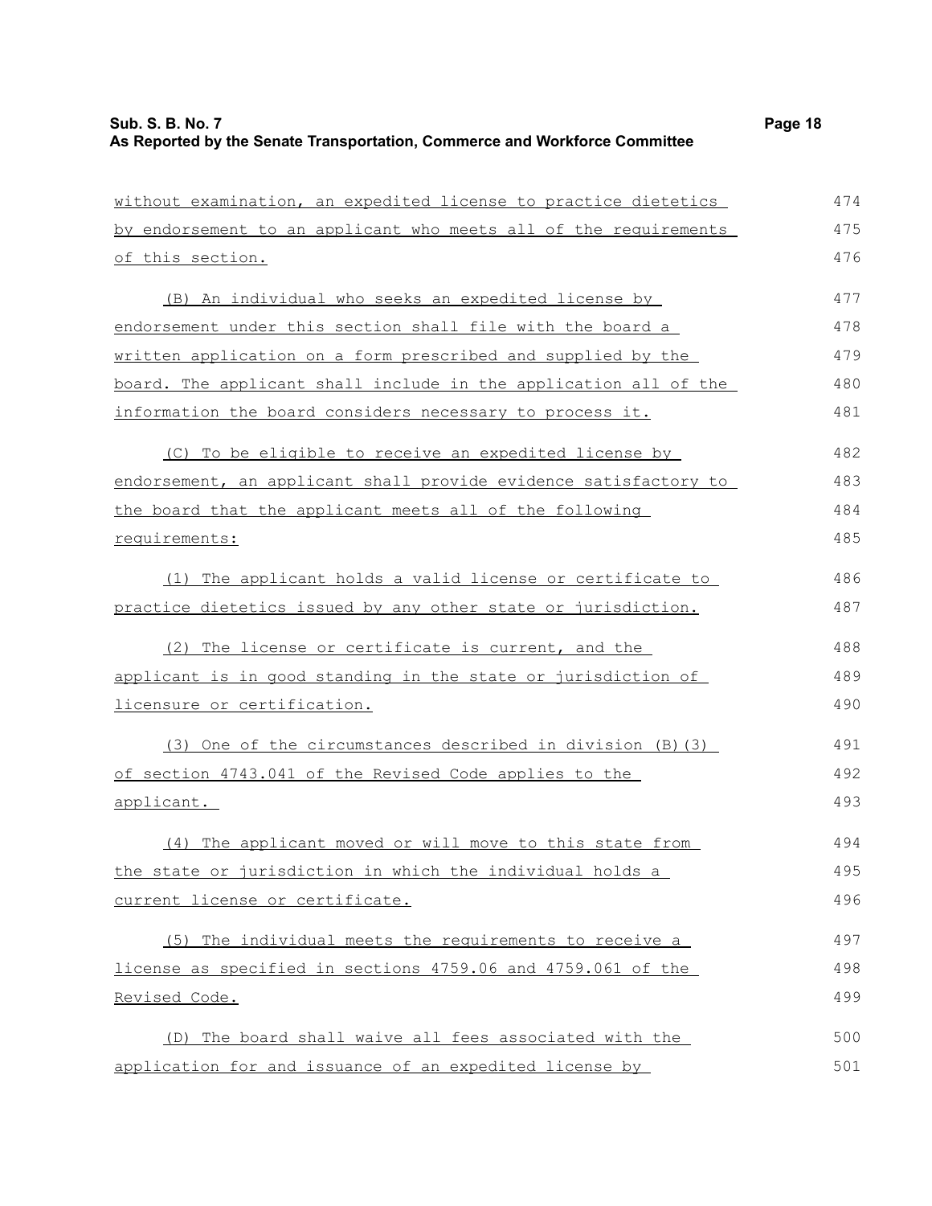without examination, an expedited license to practice dietetics by endorsement to an applicant who meets all of the requirements of this section.

(B) An individual who seeks an expedited license by endorsement under this section shall file with the board a written application on a form prescribed and supplied by the board. The applicant shall include in the application all of the information the board considers necessary to process it.

(C) To be eligible to receive an expedited license by endorsement, an applicant shall provide evidence satisfactory to the board that the applicant meets all of the following requirements:

(1) The applicant holds a valid license or certificate to practice dietetics issued by any other state or jurisdiction.

(2) The license or certificate is current, and the applicant is in good standing in the state or jurisdiction of licensure or certification.

(3) One of the circumstances described in division (B)(3) of section 4743.041 of the Revised Code applies to the applicant.

(4) The applicant moved or will move to this state from the state or jurisdiction in which the individual holds a current license or certificate.

(5) The individual meets the requirements to receive a license as specified in sections 4759.06 and 4759.061 of the Revised Code.

(D) The board shall waive all fees associated with the application for and issuance of an expedited license by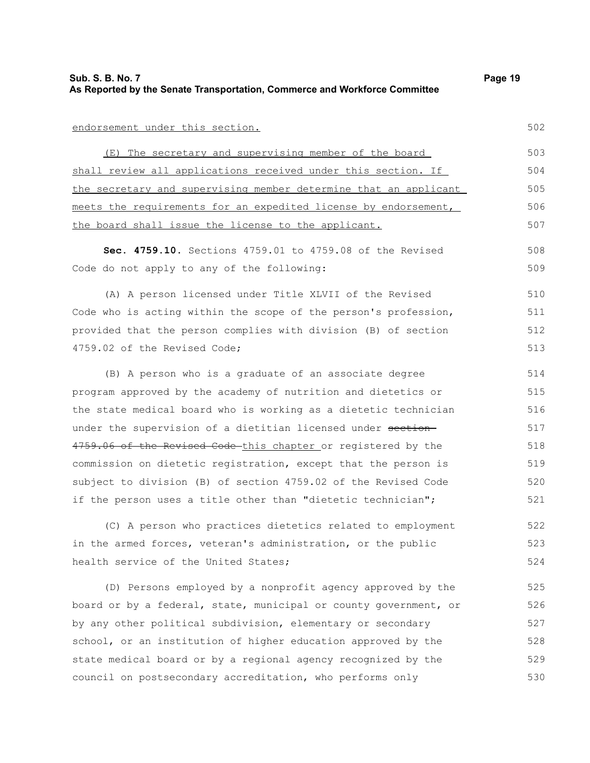endorsement under this section.

(E) The secretary and supervising member of the board shall review all applications received under this section. If the secretary and supervising member determine that an applicant meets the requirements for an expedited license by endorsement, the board shall issue the license to the applicant.

**Sec. 4759.10.** Sections 4759.01 to 4759.08 of the Revised Code do not apply to any of the following:

(A) A person licensed under Title XLVII of the Revised Code who is acting within the scope of the person's profession, provided that the person complies with division (B) of section 4759.02 of the Revised Code;

(B) A person who is a graduate of an associate degree program approved by the academy of nutrition and dietetics or the state medical board who is working as a dietetic technician under the supervision of a dietitian licensed under ~~section 4759.06 of the Revised Code~~ this chapter or registered by the commission on dietetic registration, except that the person is subject to division (B) of section 4759.02 of the Revised Code if the person uses a title other than "dietetic technician";

(C) A person who practices dietetics related to employment in the armed forces, veteran's administration, or the public health service of the United States;

(D) Persons employed by a nonprofit agency approved by the board or by a federal, state, municipal or county government, or by any other political subdivision, elementary or secondary school, or an institution of higher education approved by the state medical board or by a regional agency recognized by the council on postsecondary accreditation, who performs only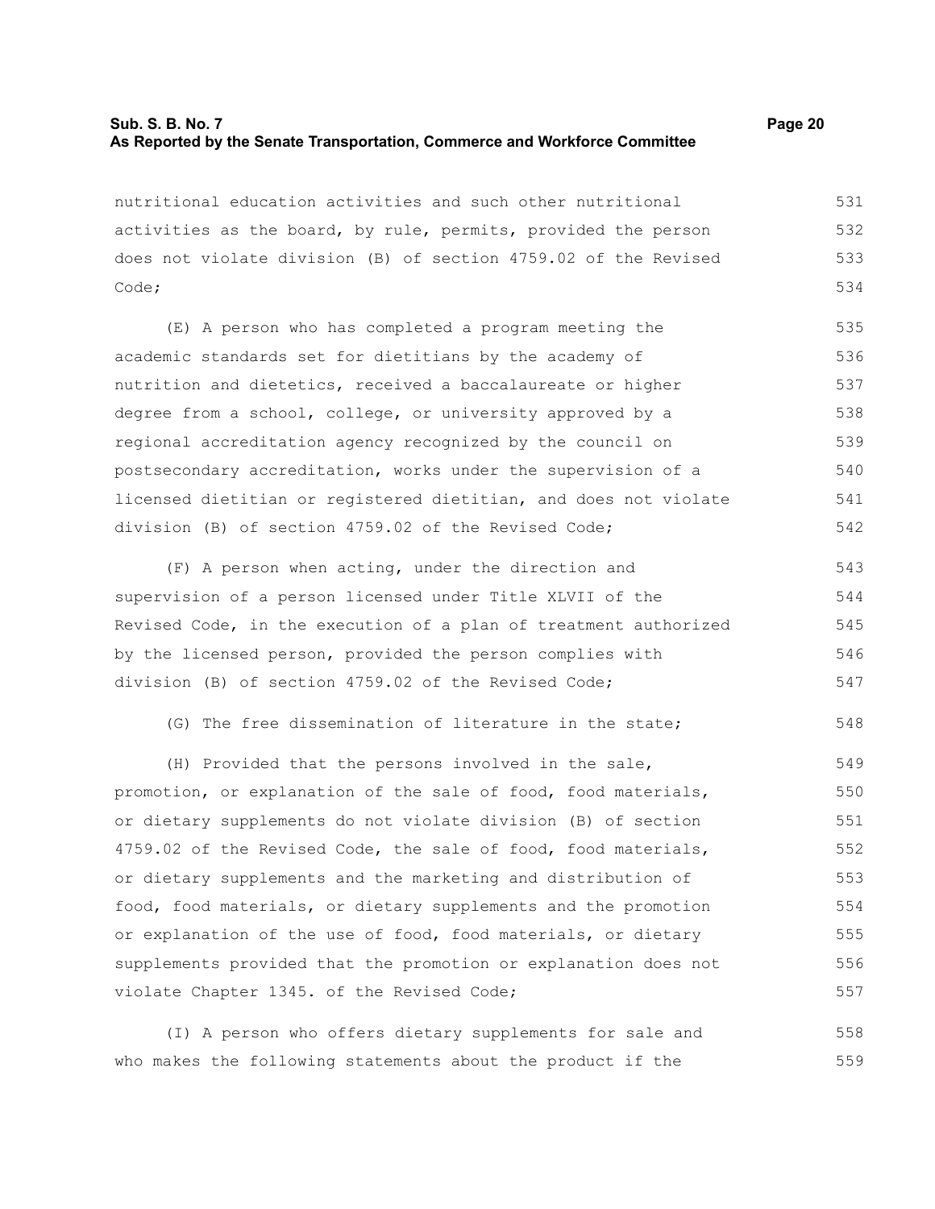nutritional education activities and such other nutritional activities as the board, by rule, permits, provided the person does not violate division (B) of section 4759.02 of the Revised Code;

(E) A person who has completed a program meeting the academic standards set for dietitians by the academy of nutrition and dietetics, received a baccalaureate or higher degree from a school, college, or university approved by a regional accreditation agency recognized by the council on postsecondary accreditation, works under the supervision of a licensed dietitian or registered dietitian, and does not violate division (B) of section 4759.02 of the Revised Code;

(F) A person when acting, under the direction and supervision of a person licensed under Title XLVII of the Revised Code, in the execution of a plan of treatment authorized by the licensed person, provided the person complies with division (B) of section 4759.02 of the Revised Code;

(G) The free dissemination of literature in the state;

(H) Provided that the persons involved in the sale, promotion, or explanation of the sale of food, food materials, or dietary supplements do not violate division (B) of section 4759.02 of the Revised Code, the sale of food, food materials, or dietary supplements and the marketing and distribution of food, food materials, or dietary supplements and the promotion or explanation of the use of food, food materials, or dietary supplements provided that the promotion or explanation does not violate Chapter 1345. of the Revised Code;

(I) A person who offers dietary supplements for sale and who makes the following statements about the product if the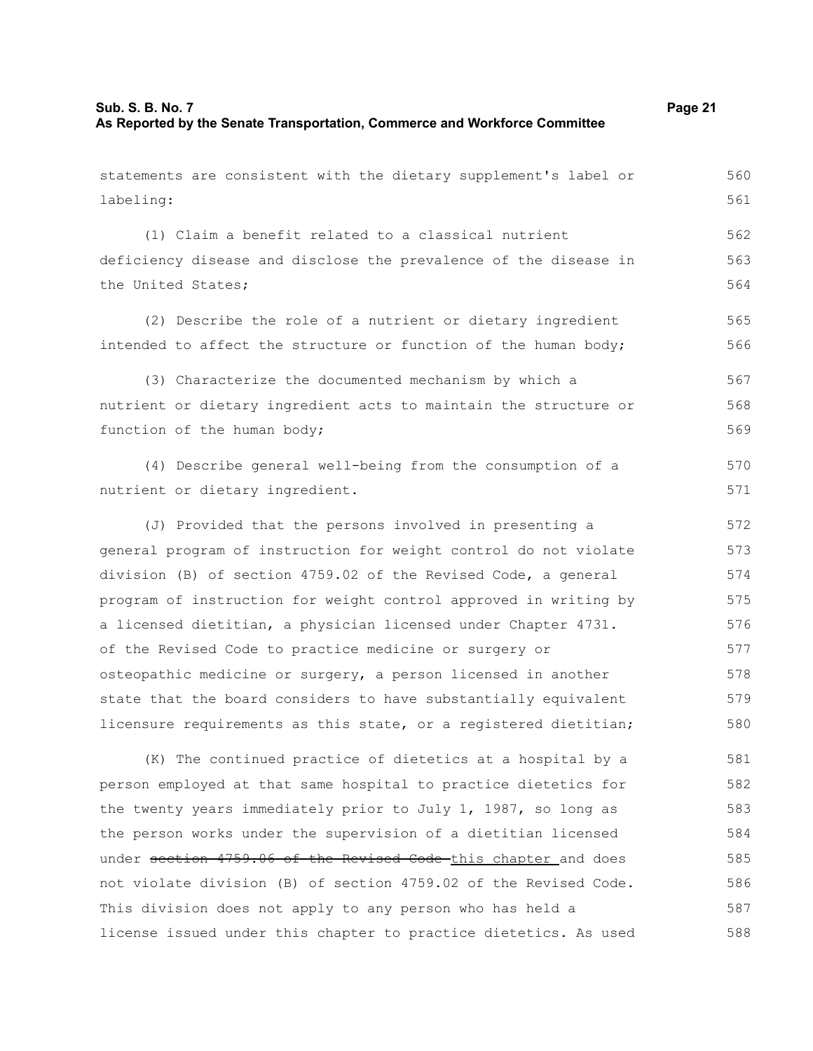statements are consistent with the dietary supplement's label or labeling:

(1) Claim a benefit related to a classical nutrient deficiency disease and disclose the prevalence of the disease in the United States;

(2) Describe the role of a nutrient or dietary ingredient intended to affect the structure or function of the human body;

(3) Characterize the documented mechanism by which a nutrient or dietary ingredient acts to maintain the structure or function of the human body;

(4) Describe general well-being from the consumption of a nutrient or dietary ingredient.

(J) Provided that the persons involved in presenting a general program of instruction for weight control do not violate division (B) of section 4759.02 of the Revised Code, a general program of instruction for weight control approved in writing by a licensed dietitian, a physician licensed under Chapter 4731. of the Revised Code to practice medicine or surgery or osteopathic medicine or surgery, a person licensed in another state that the board considers to have substantially equivalent licensure requirements as this state, or a registered dietitian;

(K) The continued practice of dietetics at a hospital by a person employed at that same hospital to practice dietetics for the twenty years immediately prior to July 1, 1987, so long as the person works under the supervision of a dietitian licensed under ~~section 4759.06 of the Revised Code~~ this chapter and does not violate division (B) of section 4759.02 of the Revised Code. This division does not apply to any person who has held a license issued under this chapter to practice dietetics. As used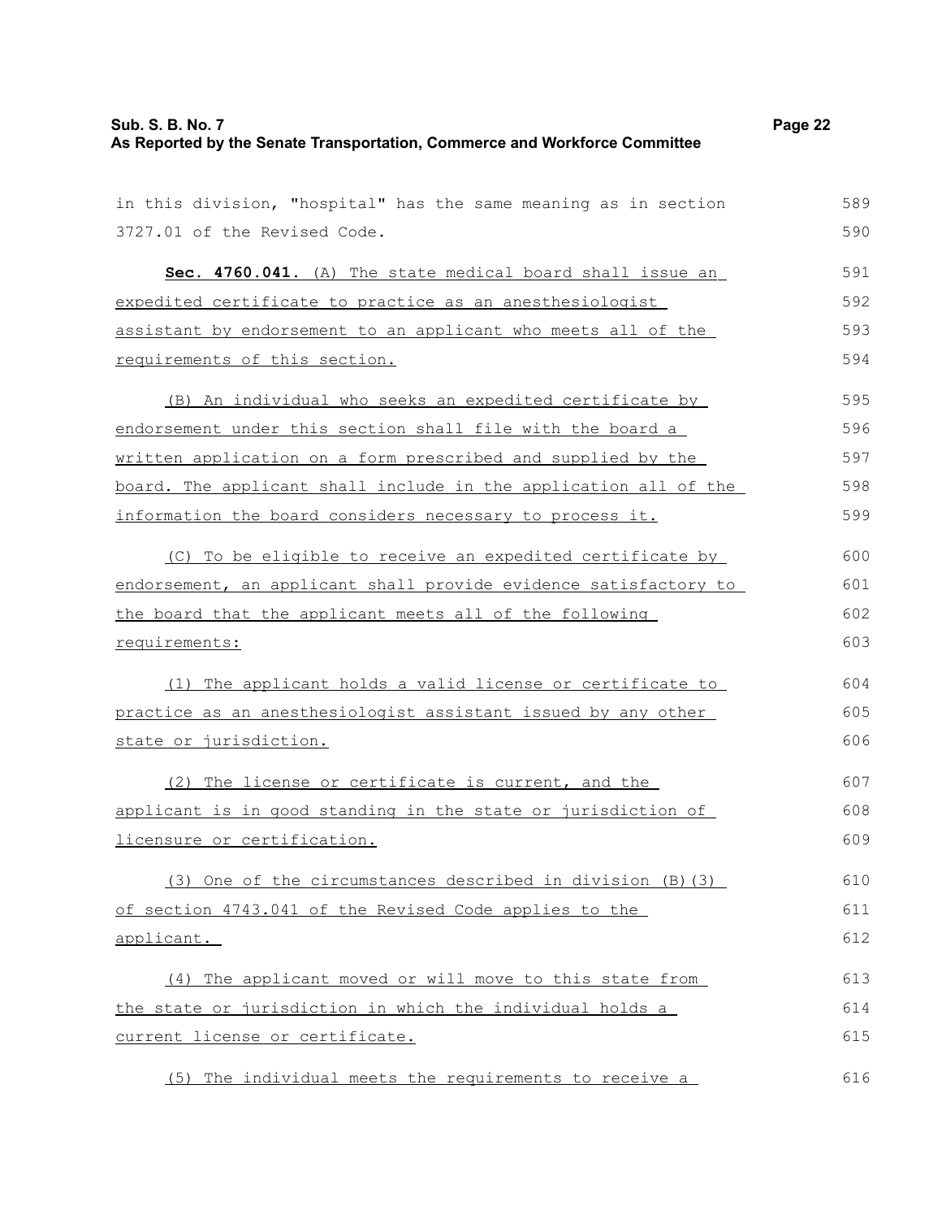in this division, "hospital" has the same meaning as in section 3727.01 of the Revised Code.

**Sec. 4760.041.** (A) The state medical board shall issue an expedited certificate to practice as an anesthesiologist assistant by endorsement to an applicant who meets all of the requirements of this section.

(B) An individual who seeks an expedited certificate by endorsement under this section shall file with the board a written application on a form prescribed and supplied by the board. The applicant shall include in the application all of the information the board considers necessary to process it.

(C) To be eligible to receive an expedited certificate by endorsement, an applicant shall provide evidence satisfactory to the board that the applicant meets all of the following requirements:

(1) The applicant holds a valid license or certificate to practice as an anesthesiologist assistant issued by any other state or jurisdiction.

(2) The license or certificate is current, and the applicant is in good standing in the state or jurisdiction of licensure or certification.

(3) One of the circumstances described in division (B)(3) of section 4743.041 of the Revised Code applies to the applicant.

(4) The applicant moved or will move to this state from the state or jurisdiction in which the individual holds a current license or certificate.

(5) The individual meets the requirements to receive a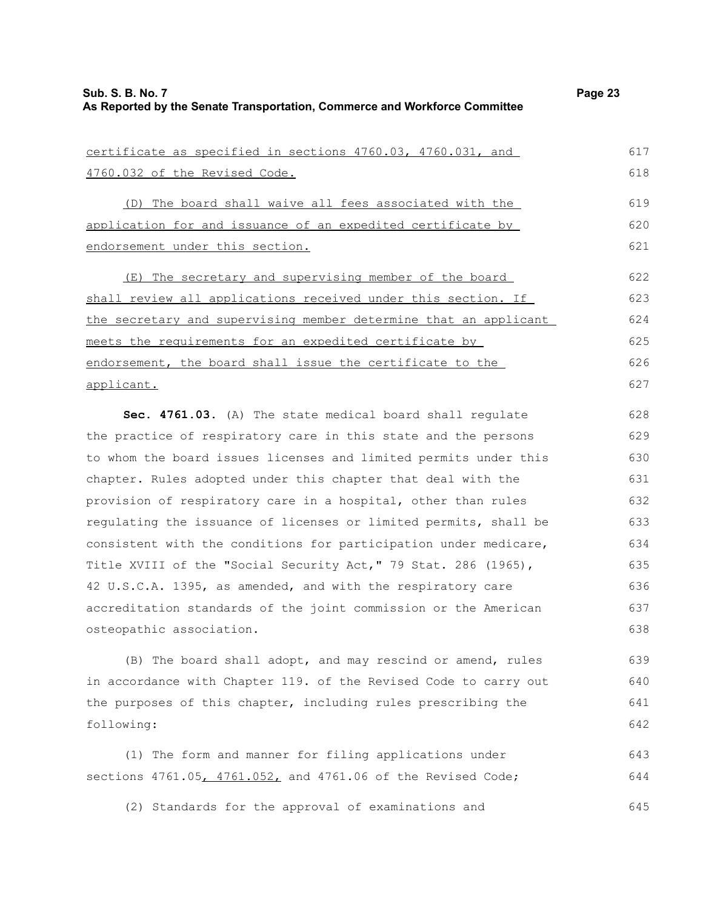certificate as specified in sections 4760.03, 4760.031, and 4760.032 of the Revised Code.

(D) The board shall waive all fees associated with the application for and issuance of an expedited certificate by endorsement under this section.

(E) The secretary and supervising member of the board shall review all applications received under this section. If the secretary and supervising member determine that an applicant meets the requirements for an expedited certificate by endorsement, the board shall issue the certificate to the applicant.

**Sec. 4761.03.** (A) The state medical board shall regulate the practice of respiratory care in this state and the persons to whom the board issues licenses and limited permits under this chapter. Rules adopted under this chapter that deal with the provision of respiratory care in a hospital, other than rules regulating the issuance of licenses or limited permits, shall be consistent with the conditions for participation under medicare, Title XVIII of the "Social Security Act," 79 Stat. 286 (1965), 42 U.S.C.A. 1395, as amended, and with the respiratory care accreditation standards of the joint commission or the American osteopathic association.

(B) The board shall adopt, and may rescind or amend, rules in accordance with Chapter 119. of the Revised Code to carry out the purposes of this chapter, including rules prescribing the following:

(1) The form and manner for filing applications under sections 4761.05, 4761.052, and 4761.06 of the Revised Code;

(2) Standards for the approval of examinations and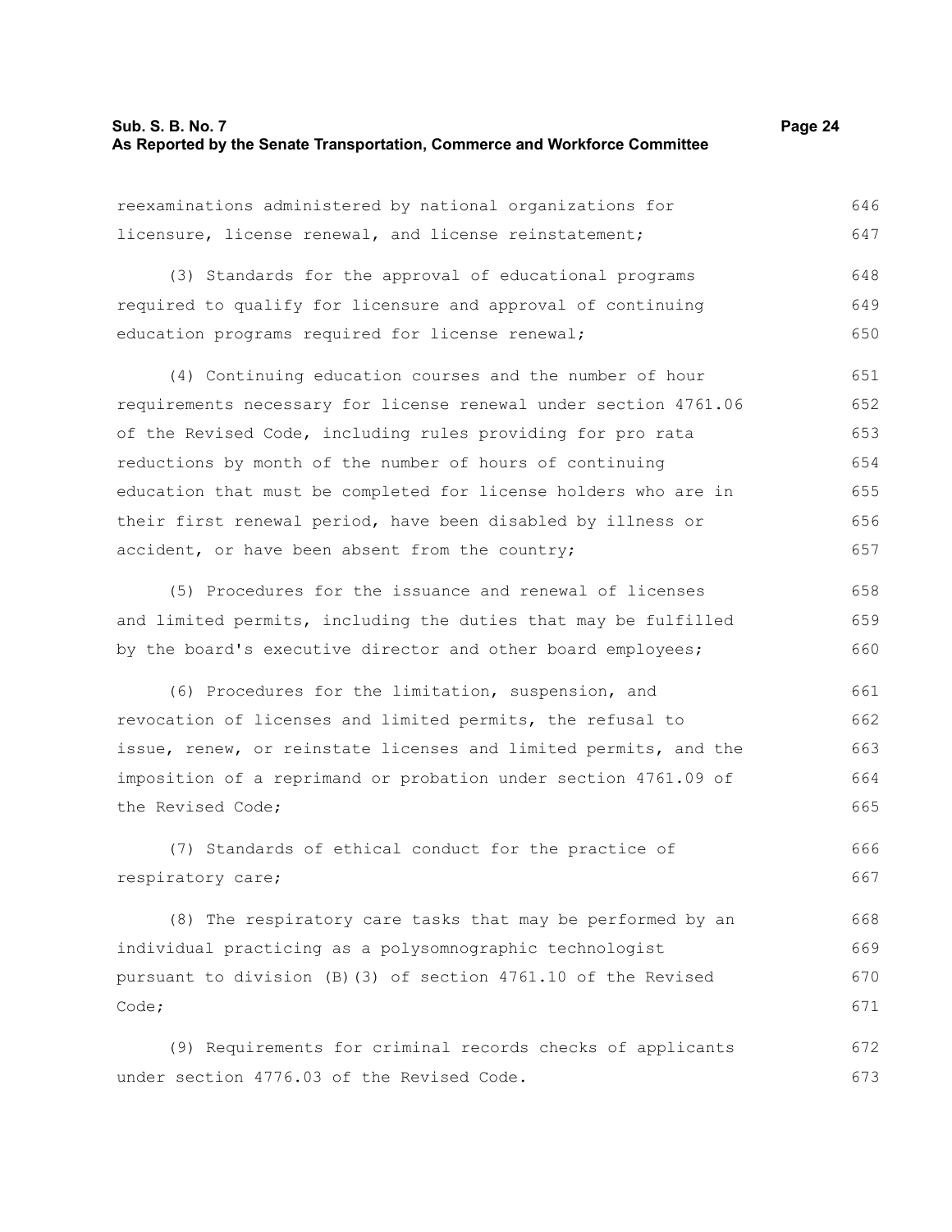reexaminations administered by national organizations for licensure, license renewal, and license reinstatement;

(3) Standards for the approval of educational programs required to qualify for licensure and approval of continuing education programs required for license renewal;

(4) Continuing education courses and the number of hour requirements necessary for license renewal under section 4761.06 of the Revised Code, including rules providing for pro rata reductions by month of the number of hours of continuing education that must be completed for license holders who are in their first renewal period, have been disabled by illness or accident, or have been absent from the country;

(5) Procedures for the issuance and renewal of licenses and limited permits, including the duties that may be fulfilled by the board's executive director and other board employees;

(6) Procedures for the limitation, suspension, and revocation of licenses and limited permits, the refusal to issue, renew, or reinstate licenses and limited permits, and the imposition of a reprimand or probation under section 4761.09 of the Revised Code;

(7) Standards of ethical conduct for the practice of respiratory care;

(8) The respiratory care tasks that may be performed by an individual practicing as a polysomnographic technologist pursuant to division (B)(3) of section 4761.10 of the Revised Code;

(9) Requirements for criminal records checks of applicants under section 4776.03 of the Revised Code.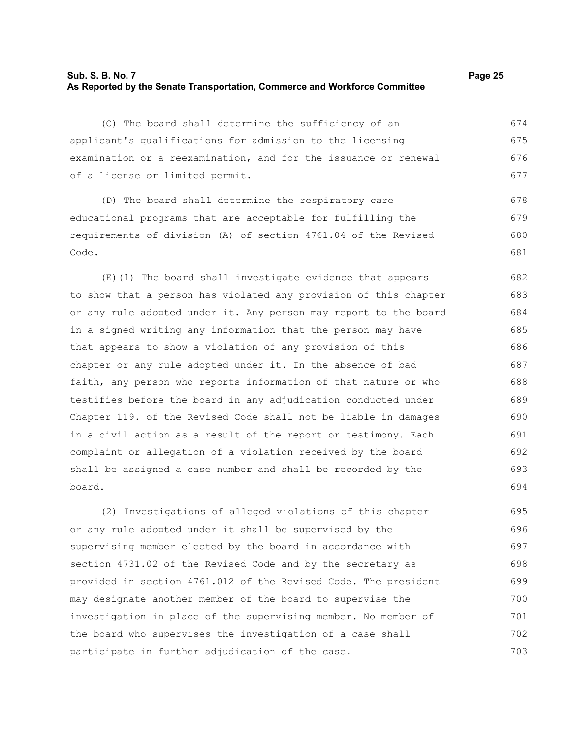(C) The board shall determine the sufficiency of an applicant's qualifications for admission to the licensing examination or a reexamination, and for the issuance or renewal of a license or limited permit.

(D) The board shall determine the respiratory care educational programs that are acceptable for fulfilling the requirements of division (A) of section 4761.04 of the Revised Code.

(E)(1) The board shall investigate evidence that appears to show that a person has violated any provision of this chapter or any rule adopted under it. Any person may report to the board in a signed writing any information that the person may have that appears to show a violation of any provision of this chapter or any rule adopted under it. In the absence of bad faith, any person who reports information of that nature or who testifies before the board in any adjudication conducted under Chapter 119. of the Revised Code shall not be liable in damages in a civil action as a result of the report or testimony. Each complaint or allegation of a violation received by the board shall be assigned a case number and shall be recorded by the board.

(2) Investigations of alleged violations of this chapter or any rule adopted under it shall be supervised by the supervising member elected by the board in accordance with section 4731.02 of the Revised Code and by the secretary as provided in section 4761.012 of the Revised Code. The president may designate another member of the board to supervise the investigation in place of the supervising member. No member of the board who supervises the investigation of a case shall participate in further adjudication of the case.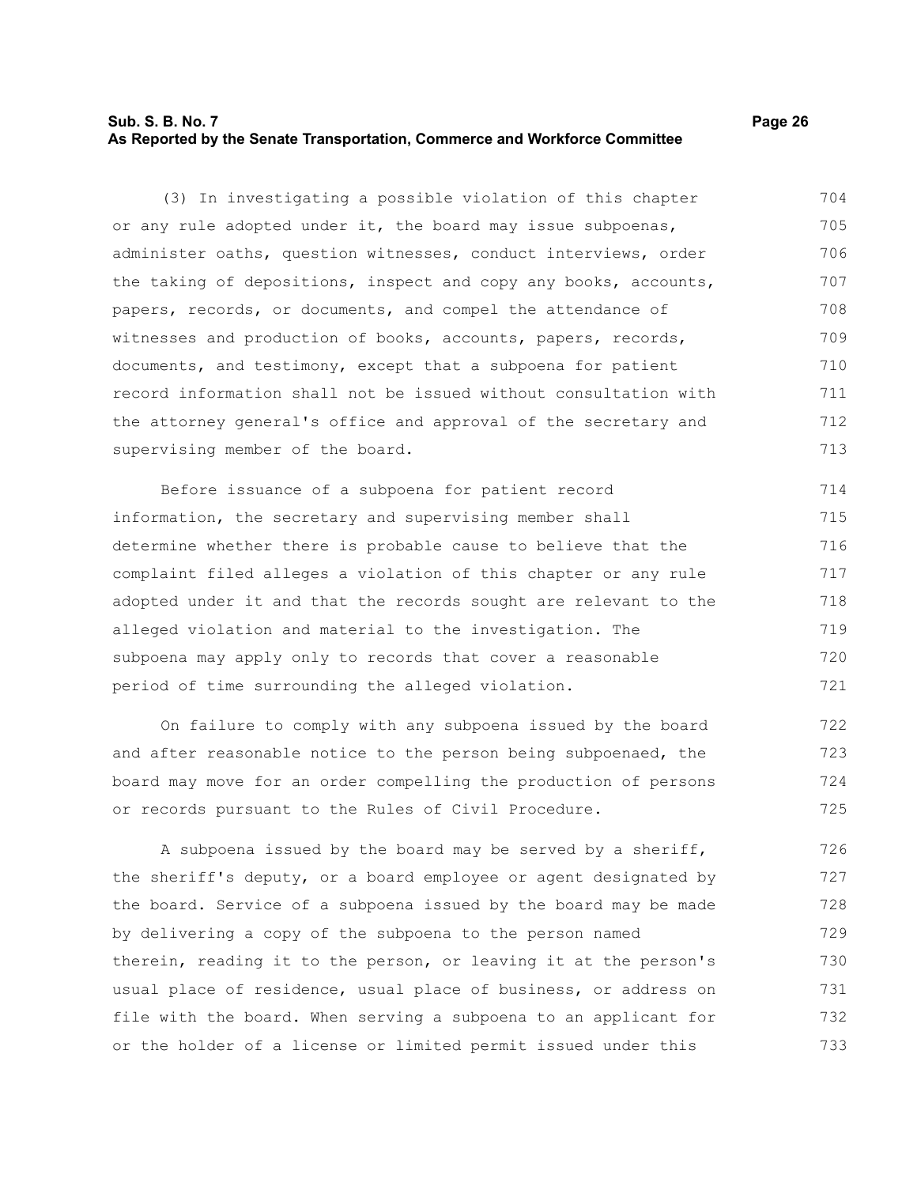(3) In investigating a possible violation of this chapter or any rule adopted under it, the board may issue subpoenas, administer oaths, question witnesses, conduct interviews, order the taking of depositions, inspect and copy any books, accounts, papers, records, or documents, and compel the attendance of witnesses and production of books, accounts, papers, records, documents, and testimony, except that a subpoena for patient record information shall not be issued without consultation with the attorney general's office and approval of the secretary and supervising member of the board.

Before issuance of a subpoena for patient record information, the secretary and supervising member shall determine whether there is probable cause to believe that the complaint filed alleges a violation of this chapter or any rule adopted under it and that the records sought are relevant to the alleged violation and material to the investigation. The subpoena may apply only to records that cover a reasonable period of time surrounding the alleged violation.

On failure to comply with any subpoena issued by the board and after reasonable notice to the person being subpoenaed, the board may move for an order compelling the production of persons or records pursuant to the Rules of Civil Procedure.

A subpoena issued by the board may be served by a sheriff, the sheriff's deputy, or a board employee or agent designated by the board. Service of a subpoena issued by the board may be made by delivering a copy of the subpoena to the person named therein, reading it to the person, or leaving it at the person's usual place of residence, usual place of business, or address on file with the board. When serving a subpoena to an applicant for or the holder of a license or limited permit issued under this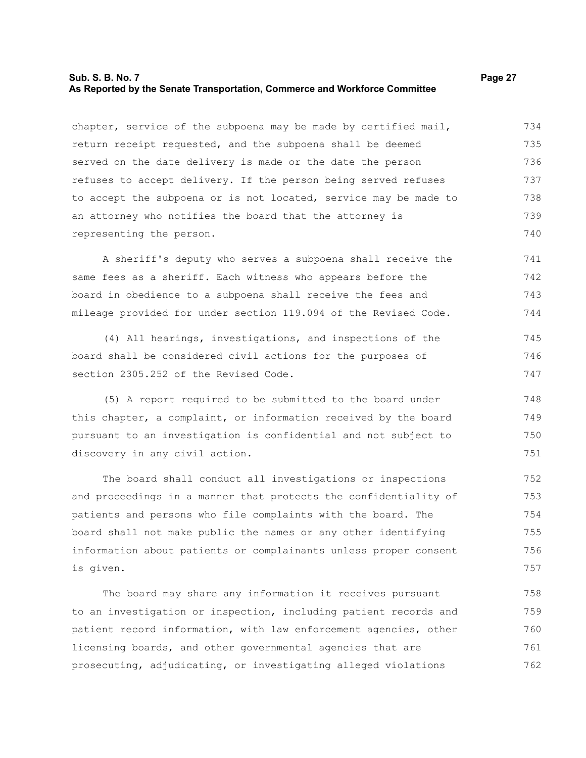chapter, service of the subpoena may be made by certified mail, return receipt requested, and the subpoena shall be deemed served on the date delivery is made or the date the person refuses to accept delivery. If the person being served refuses to accept the subpoena or is not located, service may be made to an attorney who notifies the board that the attorney is representing the person.

A sheriff's deputy who serves a subpoena shall receive the same fees as a sheriff. Each witness who appears before the board in obedience to a subpoena shall receive the fees and mileage provided for under section 119.094 of the Revised Code.

(4) All hearings, investigations, and inspections of the board shall be considered civil actions for the purposes of section 2305.252 of the Revised Code.

(5) A report required to be submitted to the board under this chapter, a complaint, or information received by the board pursuant to an investigation is confidential and not subject to discovery in any civil action.

The board shall conduct all investigations or inspections and proceedings in a manner that protects the confidentiality of patients and persons who file complaints with the board. The board shall not make public the names or any other identifying information about patients or complainants unless proper consent is given.

The board may share any information it receives pursuant to an investigation or inspection, including patient records and patient record information, with law enforcement agencies, other licensing boards, and other governmental agencies that are prosecuting, adjudicating, or investigating alleged violations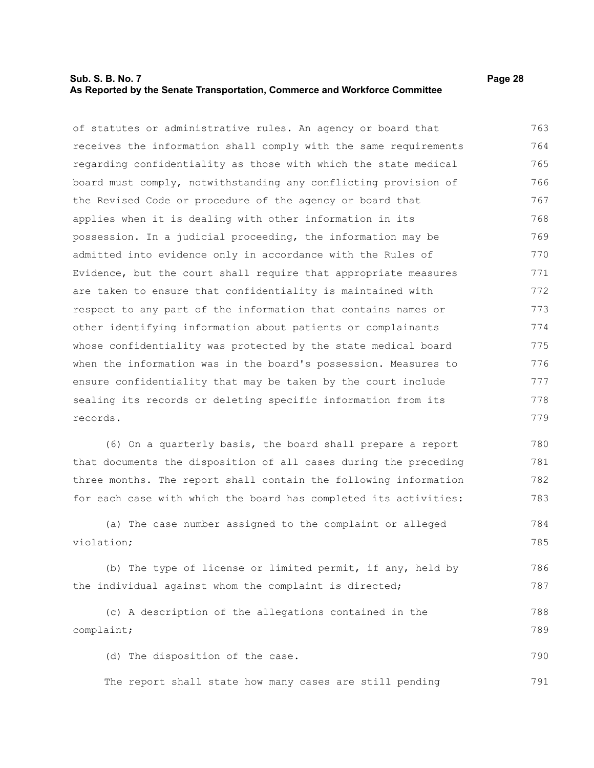of statutes or administrative rules. An agency or board that receives the information shall comply with the same requirements regarding confidentiality as those with which the state medical board must comply, notwithstanding any conflicting provision of the Revised Code or procedure of the agency or board that applies when it is dealing with other information in its possession. In a judicial proceeding, the information may be admitted into evidence only in accordance with the Rules of Evidence, but the court shall require that appropriate measures are taken to ensure that confidentiality is maintained with respect to any part of the information that contains names or other identifying information about patients or complainants whose confidentiality was protected by the state medical board when the information was in the board's possession. Measures to ensure confidentiality that may be taken by the court include sealing its records or deleting specific information from its records.

(6) On a quarterly basis, the board shall prepare a report that documents the disposition of all cases during the preceding three months. The report shall contain the following information for each case with which the board has completed its activities:

(a) The case number assigned to the complaint or alleged violation;

(b) The type of license or limited permit, if any, held by the individual against whom the complaint is directed;

(c) A description of the allegations contained in the complaint;

(d) The disposition of the case.

The report shall state how many cases are still pending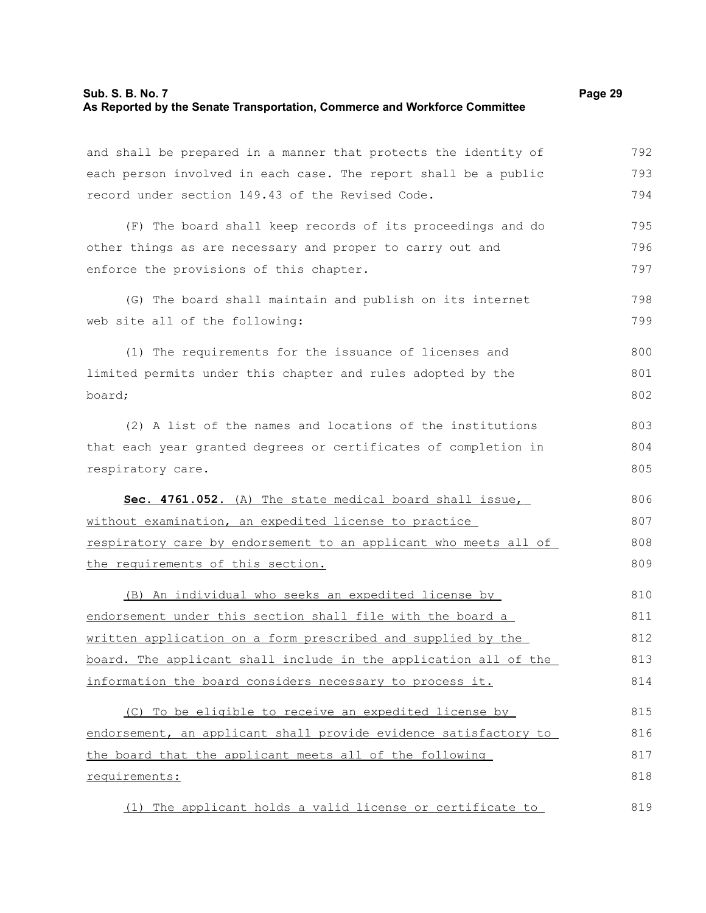and shall be prepared in a manner that protects the identity of each person involved in each case. The report shall be a public record under section 149.43 of the Revised Code.

(F) The board shall keep records of its proceedings and do other things as are necessary and proper to carry out and enforce the provisions of this chapter.

(G) The board shall maintain and publish on its internet web site all of the following:

(1) The requirements for the issuance of licenses and limited permits under this chapter and rules adopted by the board;

(2) A list of the names and locations of the institutions that each year granted degrees or certificates of completion in respiratory care.

**Sec. 4761.052.** (A) The state medical board shall issue, without examination, an expedited license to practice respiratory care by endorsement to an applicant who meets all of the requirements of this section.

(B) An individual who seeks an expedited license by endorsement under this section shall file with the board a written application on a form prescribed and supplied by the board. The applicant shall include in the application all of the information the board considers necessary to process it.

(C) To be eligible to receive an expedited license by endorsement, an applicant shall provide evidence satisfactory to the board that the applicant meets all of the following requirements:

(1) The applicant holds a valid license or certificate to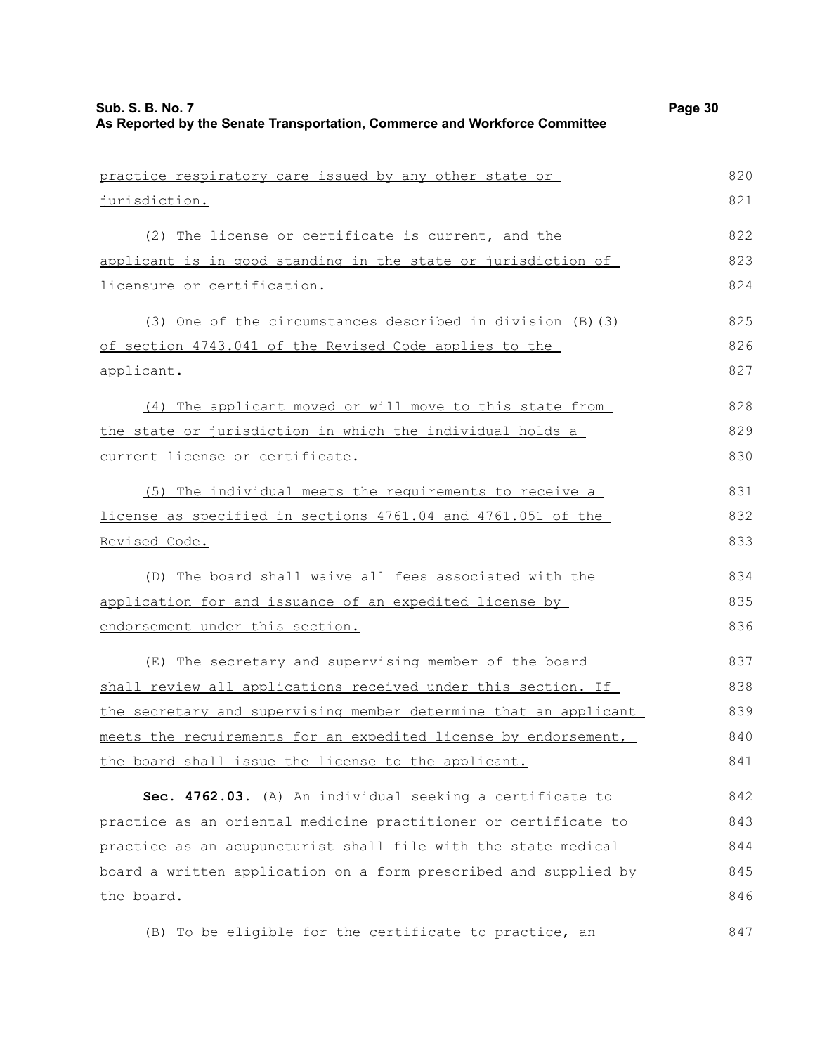practice respiratory care issued by any other state or jurisdiction.

(2) The license or certificate is current, and the applicant is in good standing in the state or jurisdiction of licensure or certification.

(3) One of the circumstances described in division (B)(3) of section 4743.041 of the Revised Code applies to the applicant.

(4) The applicant moved or will move to this state from the state or jurisdiction in which the individual holds a current license or certificate.

(5) The individual meets the requirements to receive a license as specified in sections 4761.04 and 4761.051 of the Revised Code.

(D) The board shall waive all fees associated with the application for and issuance of an expedited license by endorsement under this section.

(E) The secretary and supervising member of the board shall review all applications received under this section. If the secretary and supervising member determine that an applicant meets the requirements for an expedited license by endorsement, the board shall issue the license to the applicant.

**Sec. 4762.03.** (A) An individual seeking a certificate to practice as an oriental medicine practitioner or certificate to practice as an acupuncturist shall file with the state medical board a written application on a form prescribed and supplied by the board.

(B) To be eligible for the certificate to practice, an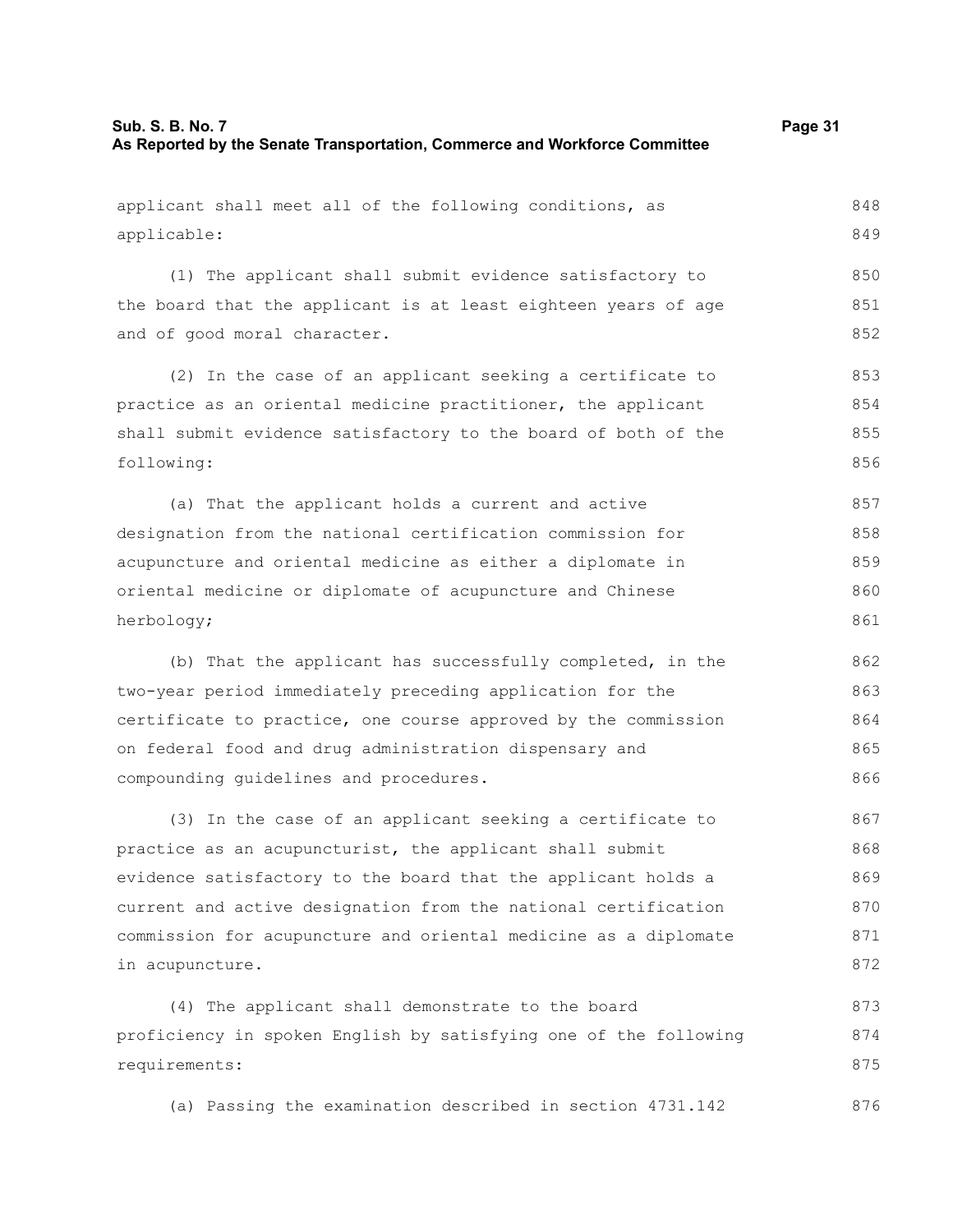applicant shall meet all of the following conditions, as applicable:

(1) The applicant shall submit evidence satisfactory to the board that the applicant is at least eighteen years of age and of good moral character.

(2) In the case of an applicant seeking a certificate to practice as an oriental medicine practitioner, the applicant shall submit evidence satisfactory to the board of both of the following:

(a) That the applicant holds a current and active designation from the national certification commission for acupuncture and oriental medicine as either a diplomate in oriental medicine or diplomate of acupuncture and Chinese herbology;

(b) That the applicant has successfully completed, in the two-year period immediately preceding application for the certificate to practice, one course approved by the commission on federal food and drug administration dispensary and compounding guidelines and procedures.

(3) In the case of an applicant seeking a certificate to practice as an acupuncturist, the applicant shall submit evidence satisfactory to the board that the applicant holds a current and active designation from the national certification commission for acupuncture and oriental medicine as a diplomate in acupuncture.

(4) The applicant shall demonstrate to the board proficiency in spoken English by satisfying one of the following requirements:

(a) Passing the examination described in section 4731.142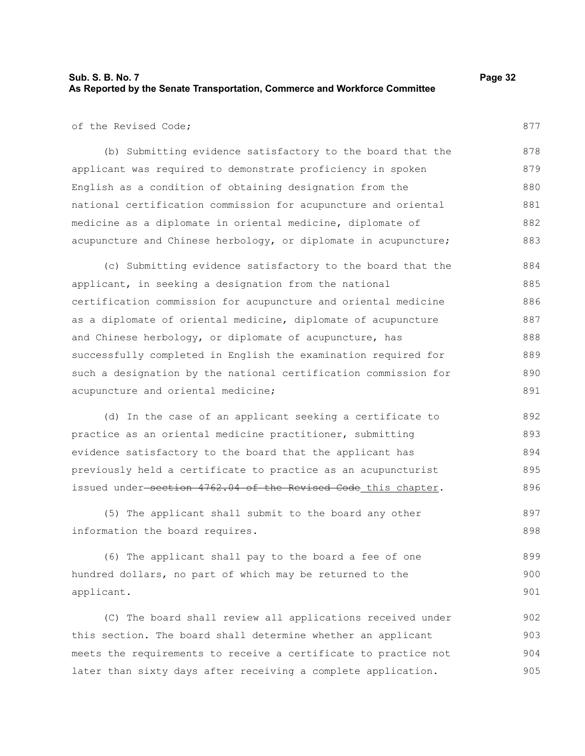of the Revised Code;

(b) Submitting evidence satisfactory to the board that the applicant was required to demonstrate proficiency in spoken English as a condition of obtaining designation from the national certification commission for acupuncture and oriental medicine as a diplomate in oriental medicine, diplomate of acupuncture and Chinese herbology, or diplomate in acupuncture;

(c) Submitting evidence satisfactory to the board that the applicant, in seeking a designation from the national certification commission for acupuncture and oriental medicine as a diplomate of oriental medicine, diplomate of acupuncture and Chinese herbology, or diplomate of acupuncture, has successfully completed in English the examination required for such a designation by the national certification commission for acupuncture and oriental medicine;

(d) In the case of an applicant seeking a certificate to practice as an oriental medicine practitioner, submitting evidence satisfactory to the board that the applicant has previously held a certificate to practice as an acupuncturist issued under ~~section 4762.04 of the Revised Code~~ this chapter.

(5) The applicant shall submit to the board any other information the board requires.

(6) The applicant shall pay to the board a fee of one hundred dollars, no part of which may be returned to the applicant.

(C) The board shall review all applications received under this section. The board shall determine whether an applicant meets the requirements to receive a certificate to practice not later than sixty days after receiving a complete application.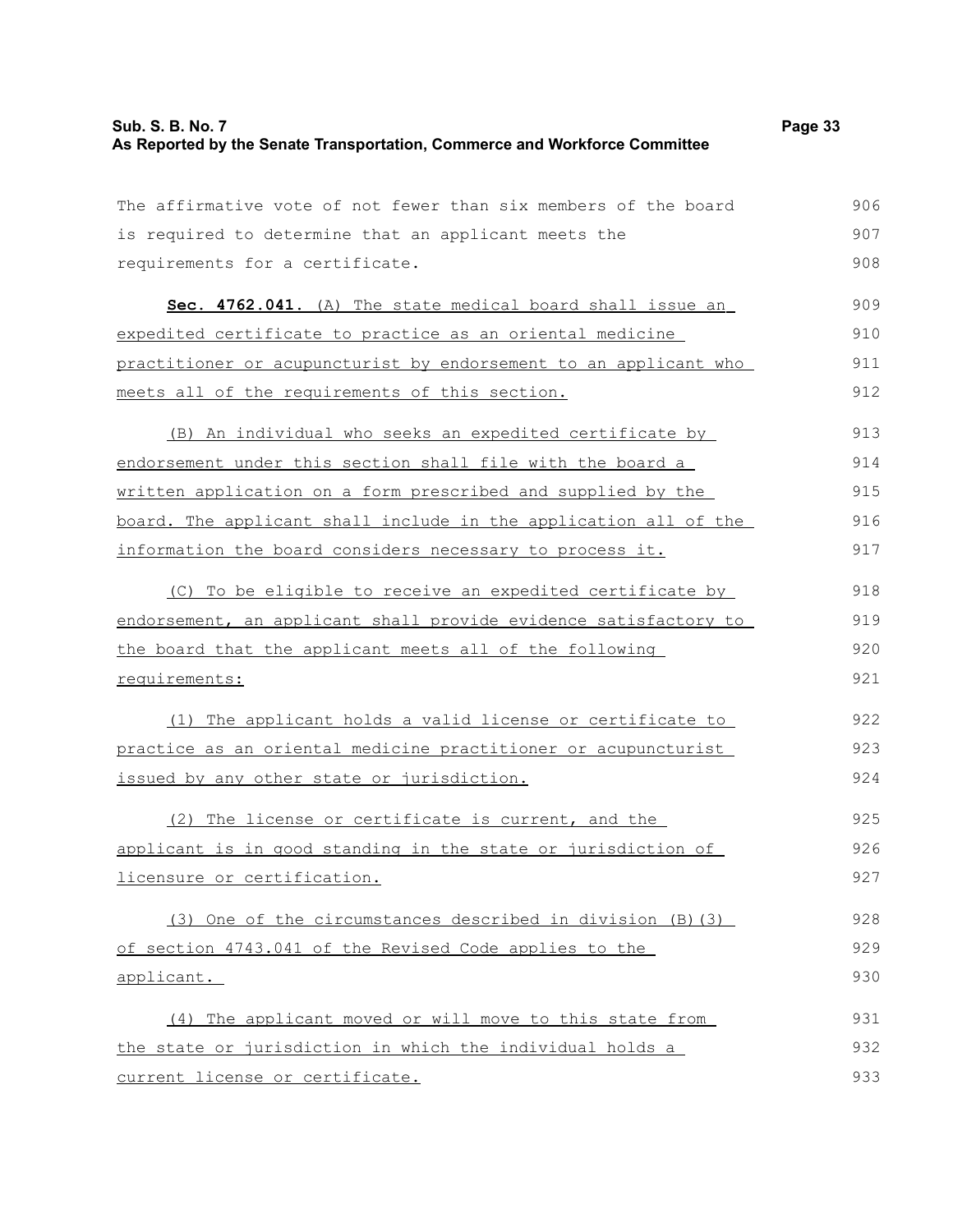The affirmative vote of not fewer than six members of the board is required to determine that an applicant meets the requirements for a certificate.

**Sec. 4762.041.** (A) The state medical board shall issue an expedited certificate to practice as an oriental medicine practitioner or acupuncturist by endorsement to an applicant who meets all of the requirements of this section.

(B) An individual who seeks an expedited certificate by endorsement under this section shall file with the board a written application on a form prescribed and supplied by the board. The applicant shall include in the application all of the information the board considers necessary to process it.

(C) To be eligible to receive an expedited certificate by endorsement, an applicant shall provide evidence satisfactory to the board that the applicant meets all of the following requirements:

(1) The applicant holds a valid license or certificate to practice as an oriental medicine practitioner or acupuncturist issued by any other state or jurisdiction.

(2) The license or certificate is current, and the applicant is in good standing in the state or jurisdiction of licensure or certification.

(3) One of the circumstances described in division (B)(3) of section 4743.041 of the Revised Code applies to the applicant.

(4) The applicant moved or will move to this state from the state or jurisdiction in which the individual holds a current license or certificate.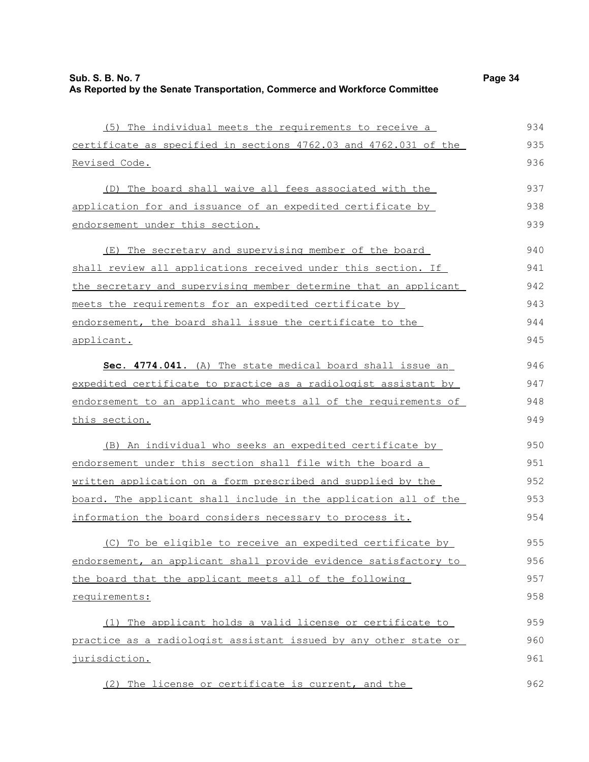(5) The individual meets the requirements to receive a certificate as specified in sections 4762.03 and 4762.031 of the Revised Code.

(D) The board shall waive all fees associated with the application for and issuance of an expedited certificate by endorsement under this section.

(E) The secretary and supervising member of the board shall review all applications received under this section. If the secretary and supervising member determine that an applicant meets the requirements for an expedited certificate by endorsement, the board shall issue the certificate to the applicant.

**Sec. 4774.041.** (A) The state medical board shall issue an expedited certificate to practice as a radiologist assistant by endorsement to an applicant who meets all of the requirements of this section.

(B) An individual who seeks an expedited certificate by endorsement under this section shall file with the board a written application on a form prescribed and supplied by the board. The applicant shall include in the application all of the information the board considers necessary to process it.

(C) To be eligible to receive an expedited certificate by endorsement, an applicant shall provide evidence satisfactory to the board that the applicant meets all of the following requirements:

(1) The applicant holds a valid license or certificate to practice as a radiologist assistant issued by any other state or jurisdiction.

(2) The license or certificate is current, and the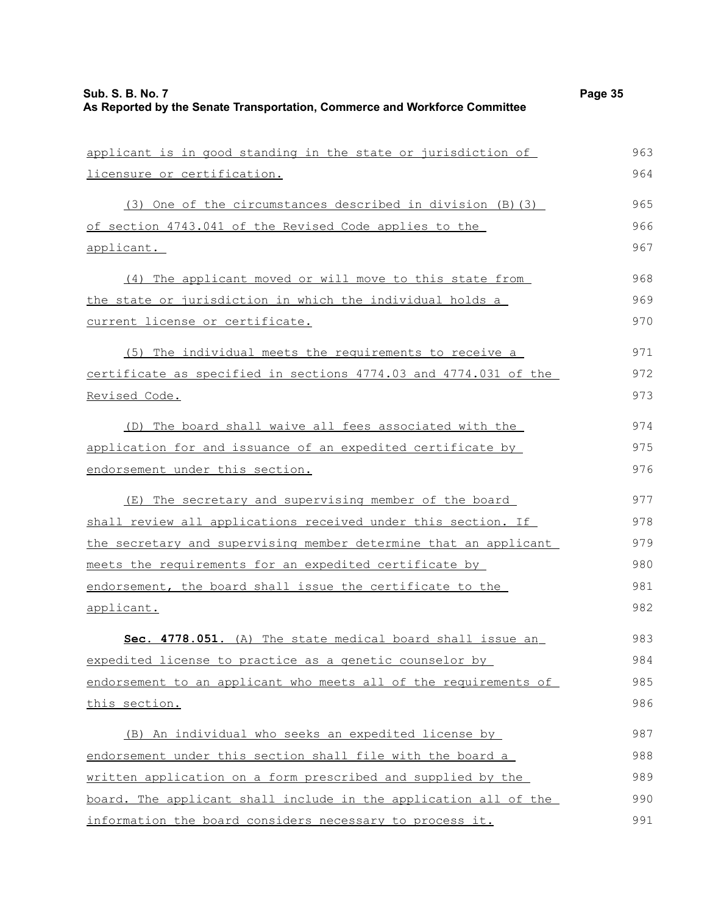applicant is in good standing in the state or jurisdiction of licensure or certification.

(3) One of the circumstances described in division (B)(3) of section 4743.041 of the Revised Code applies to the applicant.

(4) The applicant moved or will move to this state from the state or jurisdiction in which the individual holds a current license or certificate.

(5) The individual meets the requirements to receive a certificate as specified in sections 4774.03 and 4774.031 of the Revised Code.

(D) The board shall waive all fees associated with the application for and issuance of an expedited certificate by endorsement under this section.

(E) The secretary and supervising member of the board shall review all applications received under this section. If the secretary and supervising member determine that an applicant meets the requirements for an expedited certificate by endorsement, the board shall issue the certificate to the applicant.

**Sec. 4778.051.** (A) The state medical board shall issue an expedited license to practice as a genetic counselor by endorsement to an applicant who meets all of the requirements of this section.

(B) An individual who seeks an expedited license by endorsement under this section shall file with the board a written application on a form prescribed and supplied by the board. The applicant shall include in the application all of the information the board considers necessary to process it.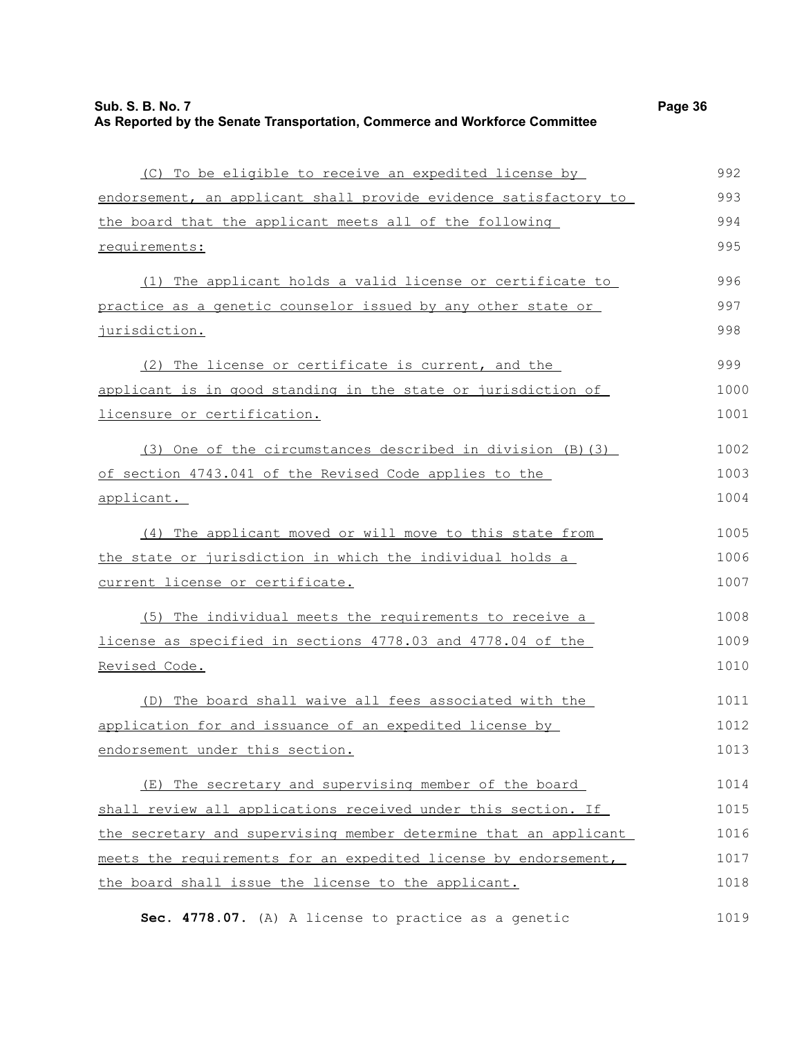(C) To be eligible to receive an expedited license by endorsement, an applicant shall provide evidence satisfactory to the board that the applicant meets all of the following requirements:

(1) The applicant holds a valid license or certificate to practice as a genetic counselor issued by any other state or jurisdiction.

(2) The license or certificate is current, and the applicant is in good standing in the state or jurisdiction of licensure or certification.

(3) One of the circumstances described in division (B)(3) of section 4743.041 of the Revised Code applies to the applicant.

(4) The applicant moved or will move to this state from the state or jurisdiction in which the individual holds a current license or certificate.

(5) The individual meets the requirements to receive a license as specified in sections 4778.03 and 4778.04 of the Revised Code.

(D) The board shall waive all fees associated with the application for and issuance of an expedited license by endorsement under this section.

(E) The secretary and supervising member of the board shall review all applications received under this section. If the secretary and supervising member determine that an applicant meets the requirements for an expedited license by endorsement, the board shall issue the license to the applicant.

**Sec. 4778.07.** (A) A license to practice as a genetic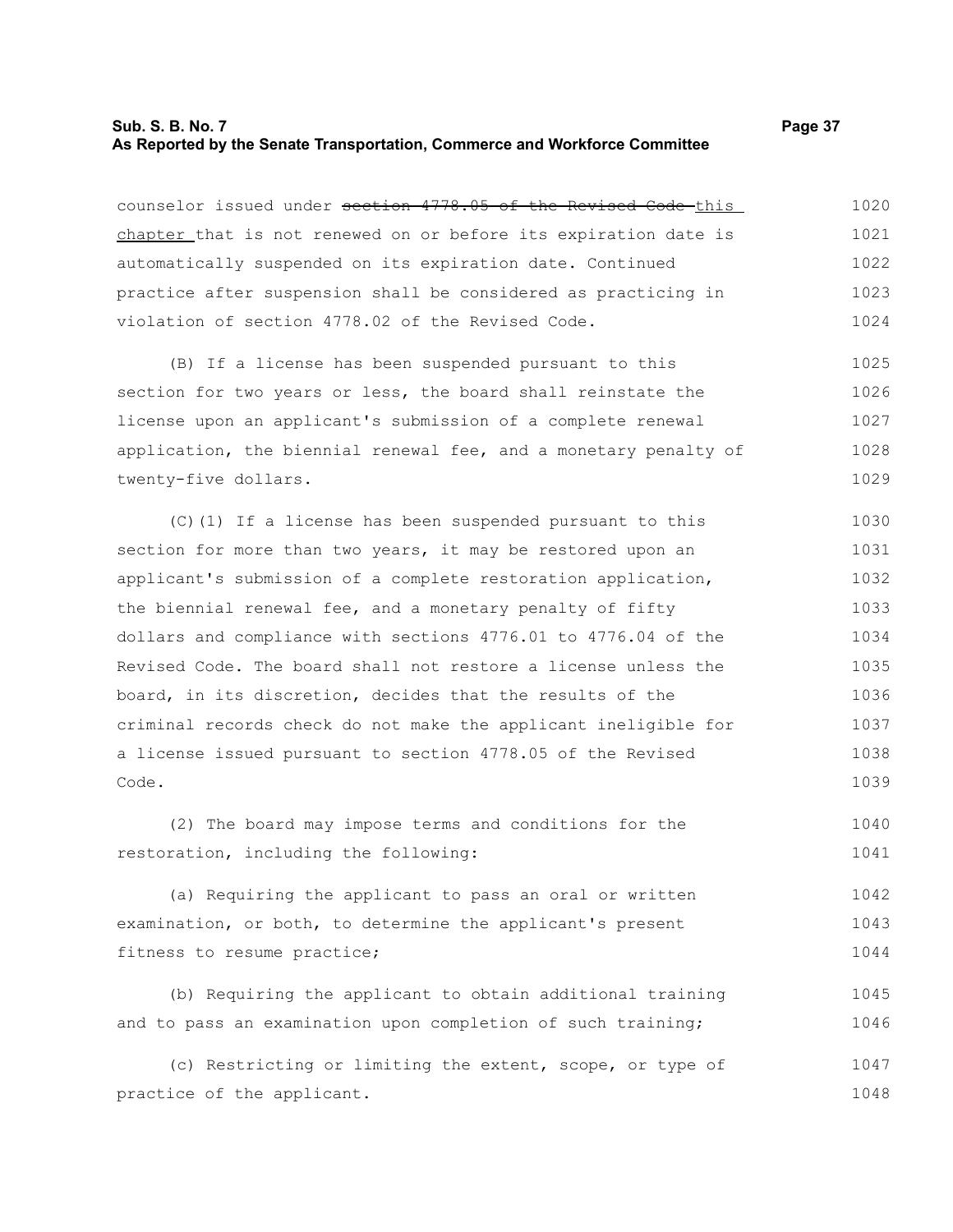counselor issued under ~~section 4778.05 of the Revised Code~~ this chapter that is not renewed on or before its expiration date is automatically suspended on its expiration date. Continued practice after suspension shall be considered as practicing in violation of section 4778.02 of the Revised Code.

(B) If a license has been suspended pursuant to this section for two years or less, the board shall reinstate the license upon an applicant's submission of a complete renewal application, the biennial renewal fee, and a monetary penalty of twenty-five dollars.

(C)(1) If a license has been suspended pursuant to this section for more than two years, it may be restored upon an applicant's submission of a complete restoration application, the biennial renewal fee, and a monetary penalty of fifty dollars and compliance with sections 4776.01 to 4776.04 of the Revised Code. The board shall not restore a license unless the board, in its discretion, decides that the results of the criminal records check do not make the applicant ineligible for a license issued pursuant to section 4778.05 of the Revised Code.

(2) The board may impose terms and conditions for the restoration, including the following:

(a) Requiring the applicant to pass an oral or written examination, or both, to determine the applicant's present fitness to resume practice;

(b) Requiring the applicant to obtain additional training and to pass an examination upon completion of such training;

(c) Restricting or limiting the extent, scope, or type of practice of the applicant.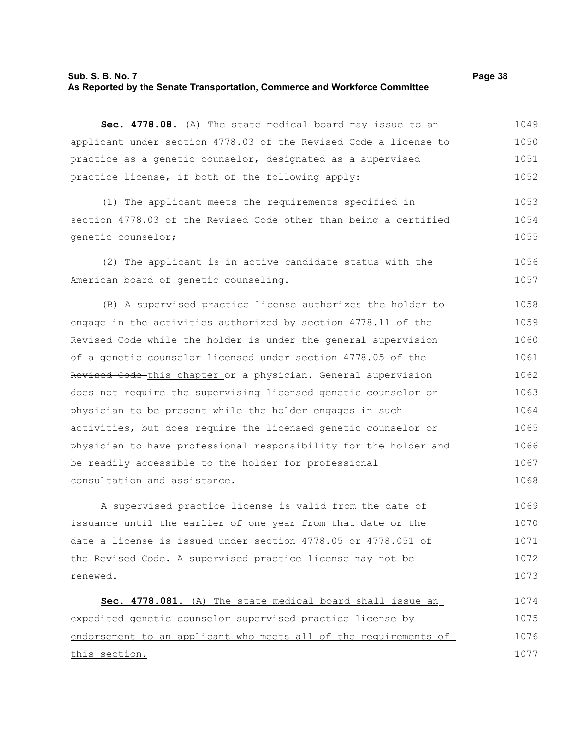**Sec. 4778.08.** (A) The state medical board may issue to an applicant under section 4778.03 of the Revised Code a license to practice as a genetic counselor, designated as a supervised practice license, if both of the following apply:

(1) The applicant meets the requirements specified in section 4778.03 of the Revised Code other than being a certified genetic counselor;

(2) The applicant is in active candidate status with the American board of genetic counseling.

(B) A supervised practice license authorizes the holder to engage in the activities authorized by section 4778.11 of the Revised Code while the holder is under the general supervision of a genetic counselor licensed under ~~section 4778.05 of the Revised Code~~ this chapter or a physician. General supervision does not require the supervising licensed genetic counselor or physician to be present while the holder engages in such activities, but does require the licensed genetic counselor or physician to have professional responsibility for the holder and be readily accessible to the holder for professional consultation and assistance.

A supervised practice license is valid from the date of issuance until the earlier of one year from that date or the date a license is issued under section 4778.05 <u>or 4778.051</u> of the Revised Code. A supervised practice license may not be renewed.

<u>**Sec. 4778.081.** (A) The state medical board shall issue an expedited genetic counselor supervised practice license by endorsement to an applicant who meets all of the requirements of this section.</u>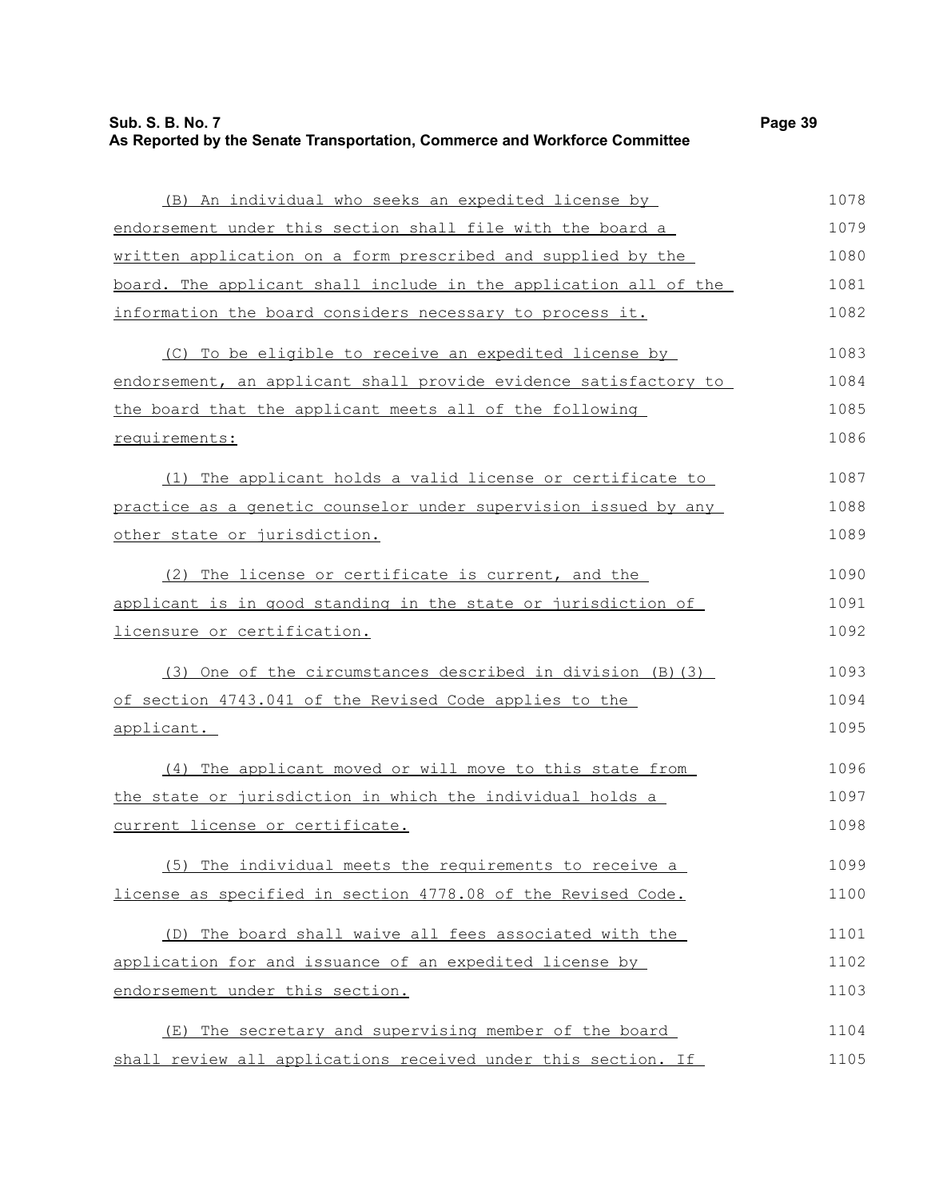(B) An individual who seeks an expedited license by endorsement under this section shall file with the board a written application on a form prescribed and supplied by the board. The applicant shall include in the application all of the information the board considers necessary to process it.

(C) To be eligible to receive an expedited license by endorsement, an applicant shall provide evidence satisfactory to the board that the applicant meets all of the following requirements:

(1) The applicant holds a valid license or certificate to practice as a genetic counselor under supervision issued by any other state or jurisdiction.

(2) The license or certificate is current, and the applicant is in good standing in the state or jurisdiction of licensure or certification.

(3) One of the circumstances described in division (B)(3) of section 4743.041 of the Revised Code applies to the applicant.

(4) The applicant moved or will move to this state from the state or jurisdiction in which the individual holds a current license or certificate.

(5) The individual meets the requirements to receive a license as specified in section 4778.08 of the Revised Code.

(D) The board shall waive all fees associated with the application for and issuance of an expedited license by endorsement under this section.

(E) The secretary and supervising member of the board shall review all applications received under this section. If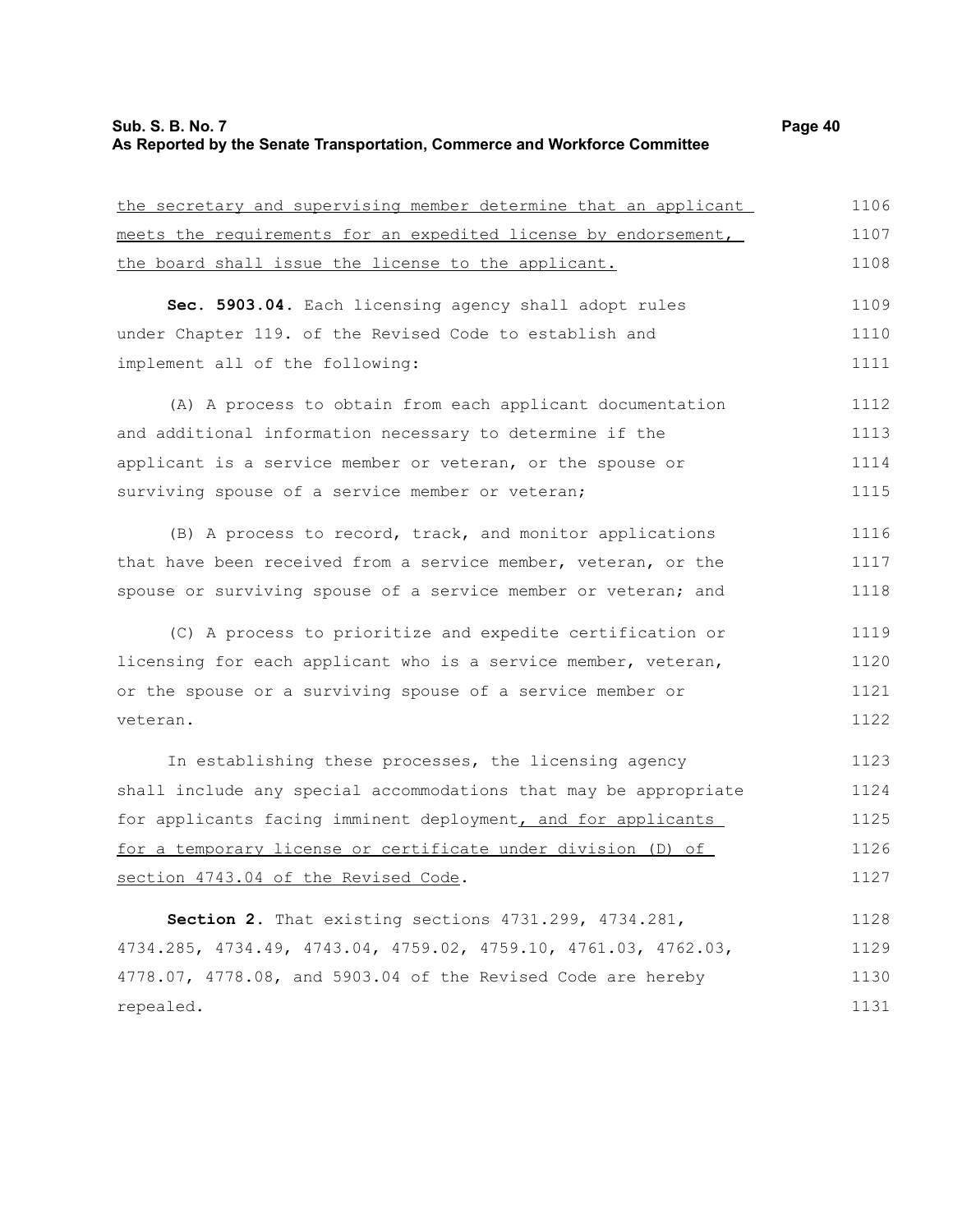the secretary and supervising member determine that an applicant meets the requirements for an expedited license by endorsement, the board shall issue the license to the applicant.

**Sec. 5903.04.** Each licensing agency shall adopt rules under Chapter 119. of the Revised Code to establish and implement all of the following:

(A) A process to obtain from each applicant documentation and additional information necessary to determine if the applicant is a service member or veteran, or the spouse or surviving spouse of a service member or veteran;

(B) A process to record, track, and monitor applications that have been received from a service member, veteran, or the spouse or surviving spouse of a service member or veteran; and

(C) A process to prioritize and expedite certification or licensing for each applicant who is a service member, veteran, or the spouse or a surviving spouse of a service member or veteran.

In establishing these processes, the licensing agency shall include any special accommodations that may be appropriate for applicants facing imminent deployment, and for applicants for a temporary license or certificate under division (D) of section 4743.04 of the Revised Code.

**Section 2.** That existing sections 4731.299, 4734.281, 4734.285, 4734.49, 4743.04, 4759.02, 4759.10, 4761.03, 4762.03, 4778.07, 4778.08, and 5903.04 of the Revised Code are hereby repealed.